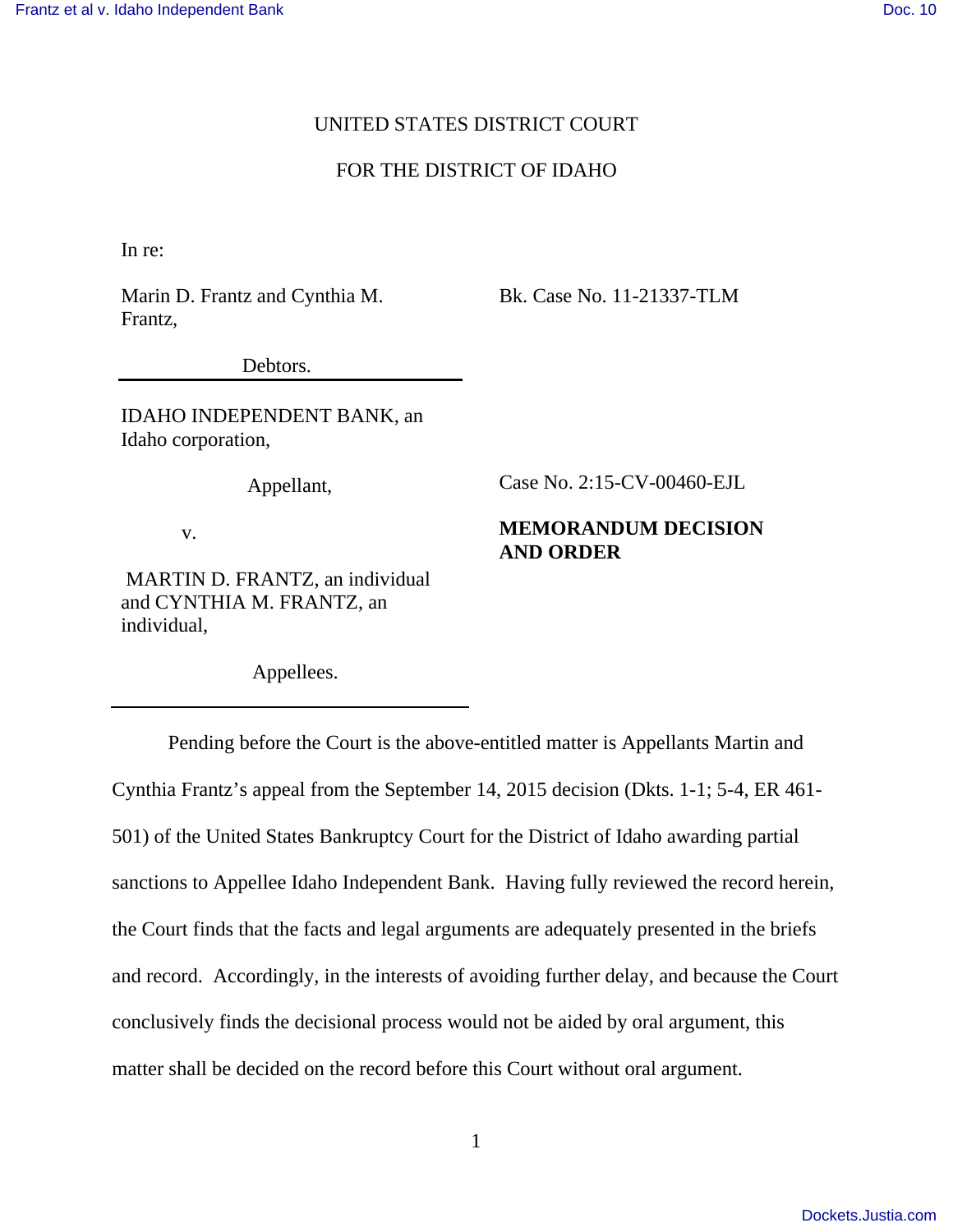UNITED STATES DISTRICT COURT

FOR THE DISTRICT OF IDAHO

In re:

Marin D. Frantz and Cynthia M. Frantz,

Debtors.

Bk. Case No. 11-21337-TLM

IDAHO INDEPENDENT BANK, an Idaho corporation,

Appellant,

v.

MARTIN D. FRANTZ, an individual and CYNTHIA M. FRANTZ, an individual,

Appellees.

Case No. 2:15-CV-00460-EJL

**MEMORANDUM DECISION AND ORDER**

Pending before the Court is the above-entitled matter is Appellants Martin and Cynthia Frantz's appeal from the September 14, 2015 decision (Dkts. 1-1; 5-4, ER 461-501) of the United States Bankruptcy Court for the District of Idaho awarding partial sanctions to Appellee Idaho Independent Bank. Having fully reviewed the record herein, the Court finds that the facts and legal arguments are adequately presented in the briefs and record. Accordingly, in the interests of avoiding further delay, and because the Court conclusively finds the decisional process would not be aided by oral argument, this matter shall be decided on the record before this Court without oral argument.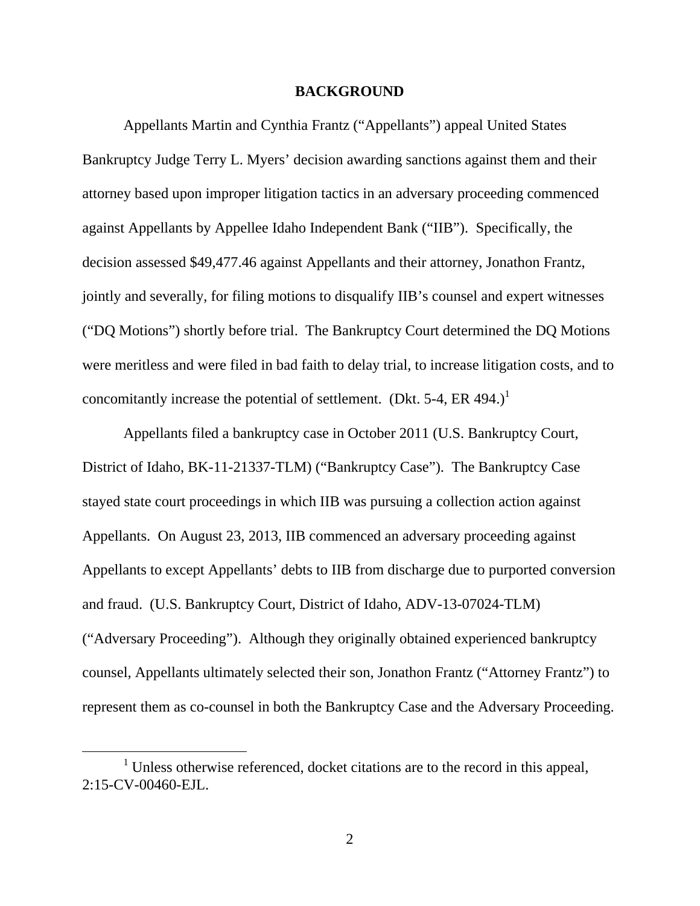**BACKGROUND**

Appellants Martin and Cynthia Frantz ("Appellants") appeal United States Bankruptcy Judge Terry L. Myers' decision awarding sanctions against them and their attorney based upon improper litigation tactics in an adversary proceeding commenced against Appellants by Appellee Idaho Independent Bank ("IIB"). Specifically, the decision assessed $49,477.46 against Appellants and their attorney, Jonathon Frantz, jointly and severally, for filing motions to disqualify IIB's counsel and expert witnesses ("DQ Motions") shortly before trial. The Bankruptcy Court determined the DQ Motions were meritless and were filed in bad faith to delay trial, to increase litigation costs, and to concomitantly increase the potential of settlement. (Dkt. 5-4, ER 494.)[1]

Appellants filed a bankruptcy case in October 2011 (U.S. Bankruptcy Court, District of Idaho, BK-11-21337-TLM) ("Bankruptcy Case"). The Bankruptcy Case stayed state court proceedings in which IIB was pursuing a collection action against Appellants. On August 23, 2013, IIB commenced an adversary proceeding against Appellants to except Appellants' debts to IIB from discharge due to purported conversion and fraud. (U.S. Bankruptcy Court, District of Idaho, ADV-13-07024-TLM) ("Adversary Proceeding"). Although they originally obtained experienced bankruptcy counsel, Appellants ultimately selected their son, Jonathon Frantz ("Attorney Frantz") to represent them as co-counsel in both the Bankruptcy Case and the Adversary Proceeding.

[1] Unless otherwise referenced, docket citations are to the record in this appeal, 2:15-CV-00460-EJL.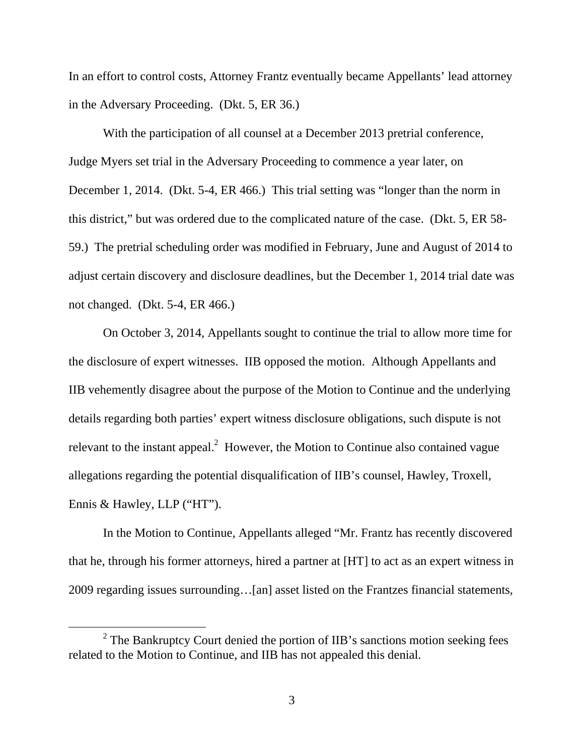In an effort to control costs, Attorney Frantz eventually became Appellants' lead attorney in the Adversary Proceeding. (Dkt. 5, ER 36.)

With the participation of all counsel at a December 2013 pretrial conference, Judge Myers set trial in the Adversary Proceeding to commence a year later, on December 1, 2014. (Dkt. 5-4, ER 466.) This trial setting was "longer than the norm in this district," but was ordered due to the complicated nature of the case. (Dkt. 5, ER 58-59.) The pretrial scheduling order was modified in February, June and August of 2014 to adjust certain discovery and disclosure deadlines, but the December 1, 2014 trial date was not changed. (Dkt. 5-4, ER 466.)

On October 3, 2014, Appellants sought to continue the trial to allow more time for the disclosure of expert witnesses. IIB opposed the motion. Although Appellants and IIB vehemently disagree about the purpose of the Motion to Continue and the underlying details regarding both parties' expert witness disclosure obligations, such dispute is not relevant to the instant appeal.[2] However, the Motion to Continue also contained vague allegations regarding the potential disqualification of IIB's counsel, Hawley, Troxell, Ennis & Hawley, LLP ("HT").

In the Motion to Continue, Appellants alleged "Mr. Frantz has recently discovered that he, through his former attorneys, hired a partner at [HT] to act as an expert witness in 2009 regarding issues surrounding…[an] asset listed on the Frantzes financial statements,

[2] The Bankruptcy Court denied the portion of IIB's sanctions motion seeking fees related to the Motion to Continue, and IIB has not appealed this denial.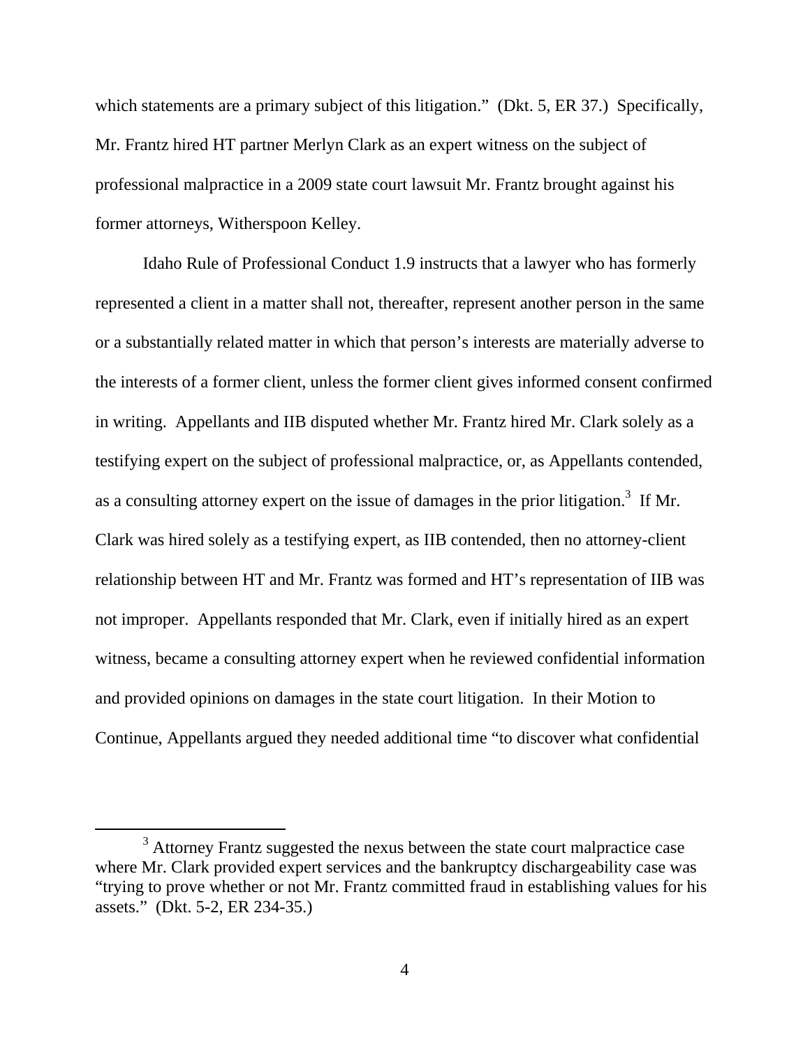which statements are a primary subject of this litigation." (Dkt. 5, ER 37.) Specifically, Mr. Frantz hired HT partner Merlyn Clark as an expert witness on the subject of professional malpractice in a 2009 state court lawsuit Mr. Frantz brought against his former attorneys, Witherspoon Kelley.

Idaho Rule of Professional Conduct 1.9 instructs that a lawyer who has formerly represented a client in a matter shall not, thereafter, represent another person in the same or a substantially related matter in which that person's interests are materially adverse to the interests of a former client, unless the former client gives informed consent confirmed in writing. Appellants and IIB disputed whether Mr. Frantz hired Mr. Clark solely as a testifying expert on the subject of professional malpractice, or, as Appellants contended, as a consulting attorney expert on the issue of damages in the prior litigation.[3] If Mr. Clark was hired solely as a testifying expert, as IIB contended, then no attorney-client relationship between HT and Mr. Frantz was formed and HT's representation of IIB was not improper. Appellants responded that Mr. Clark, even if initially hired as an expert witness, became a consulting attorney expert when he reviewed confidential information and provided opinions on damages in the state court litigation. In their Motion to Continue, Appellants argued they needed additional time "to discover what confidential

---

[3] Attorney Frantz suggested the nexus between the state court malpractice case where Mr. Clark provided expert services and the bankruptcy dischargeability case was "trying to prove whether or not Mr. Frantz committed fraud in establishing values for his assets." (Dkt. 5-2, ER 234-35.)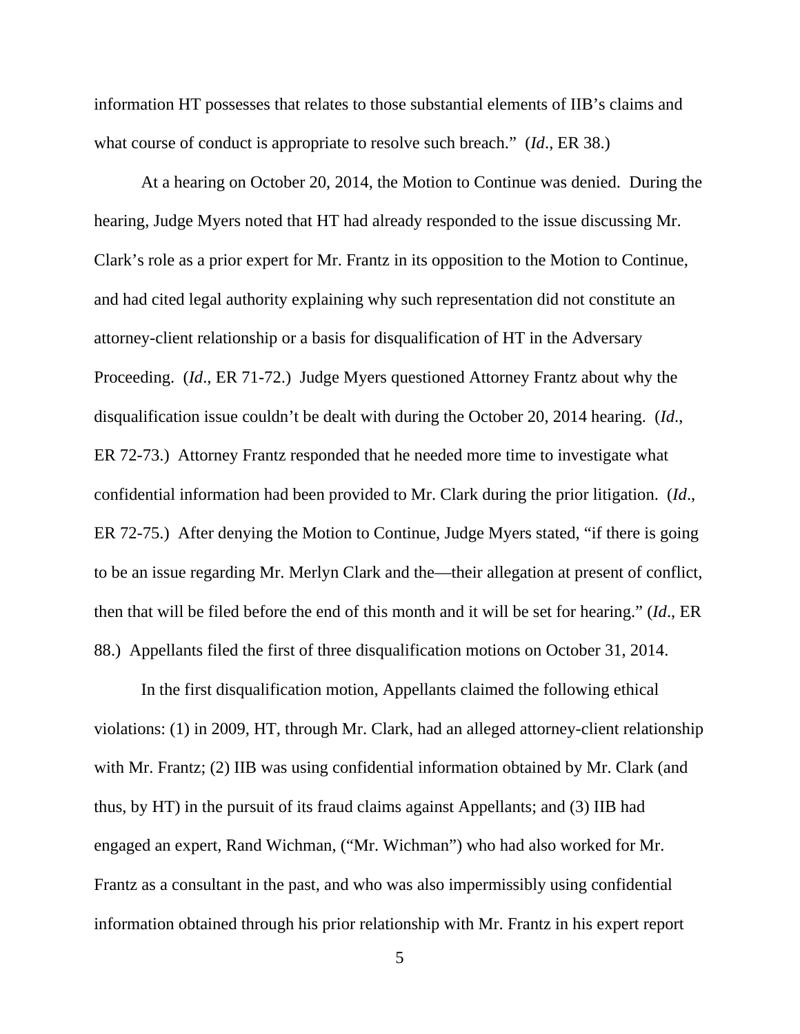information HT possesses that relates to those substantial elements of IIB's claims and what course of conduct is appropriate to resolve such breach." (*Id*., ER 38.)

At a hearing on October 20, 2014, the Motion to Continue was denied. During the hearing, Judge Myers noted that HT had already responded to the issue discussing Mr. Clark's role as a prior expert for Mr. Frantz in its opposition to the Motion to Continue, and had cited legal authority explaining why such representation did not constitute an attorney-client relationship or a basis for disqualification of HT in the Adversary Proceeding. (*Id*., ER 71-72.) Judge Myers questioned Attorney Frantz about why the disqualification issue couldn't be dealt with during the October 20, 2014 hearing. (*Id*., ER 72-73.) Attorney Frantz responded that he needed more time to investigate what confidential information had been provided to Mr. Clark during the prior litigation. (*Id*., ER 72-75.) After denying the Motion to Continue, Judge Myers stated, "if there is going to be an issue regarding Mr. Merlyn Clark and the—their allegation at present of conflict, then that will be filed before the end of this month and it will be set for hearing." (*Id*., ER 88.) Appellants filed the first of three disqualification motions on October 31, 2014.

In the first disqualification motion, Appellants claimed the following ethical violations: (1) in 2009, HT, through Mr. Clark, had an alleged attorney-client relationship with Mr. Frantz; (2) IIB was using confidential information obtained by Mr. Clark (and thus, by HT) in the pursuit of its fraud claims against Appellants; and (3) IIB had engaged an expert, Rand Wichman, ("Mr. Wichman") who had also worked for Mr. Frantz as a consultant in the past, and who was also impermissibly using confidential information obtained through his prior relationship with Mr. Frantz in his expert report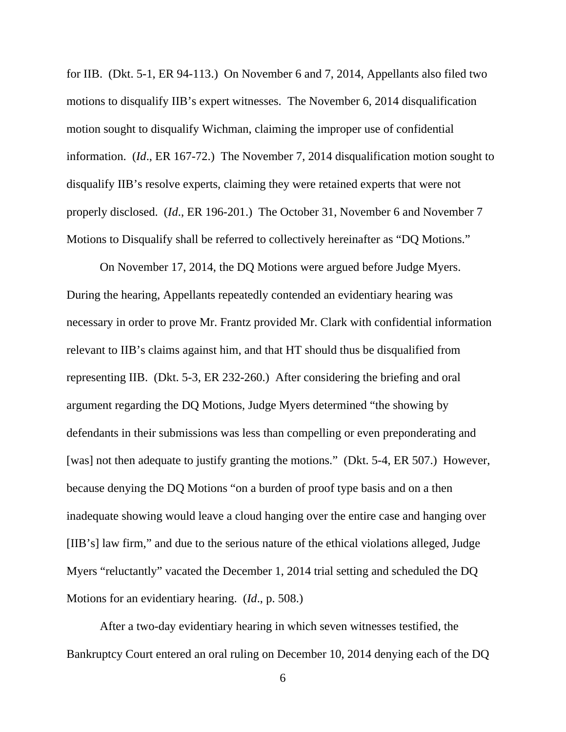for IIB. (Dkt. 5-1, ER 94-113.) On November 6 and 7, 2014, Appellants also filed two motions to disqualify IIB's expert witnesses. The November 6, 2014 disqualification motion sought to disqualify Wichman, claiming the improper use of confidential information. (*Id*., ER 167-72.) The November 7, 2014 disqualification motion sought to disqualify IIB's resolve experts, claiming they were retained experts that were not properly disclosed. (*Id*., ER 196-201.) The October 31, November 6 and November 7 Motions to Disqualify shall be referred to collectively hereinafter as "DQ Motions."

On November 17, 2014, the DQ Motions were argued before Judge Myers. During the hearing, Appellants repeatedly contended an evidentiary hearing was necessary in order to prove Mr. Frantz provided Mr. Clark with confidential information relevant to IIB's claims against him, and that HT should thus be disqualified from representing IIB. (Dkt. 5-3, ER 232-260.) After considering the briefing and oral argument regarding the DQ Motions, Judge Myers determined "the showing by defendants in their submissions was less than compelling or even preponderating and [was] not then adequate to justify granting the motions." (Dkt. 5-4, ER 507.) However, because denying the DQ Motions "on a burden of proof type basis and on a then inadequate showing would leave a cloud hanging over the entire case and hanging over [IIB's] law firm," and due to the serious nature of the ethical violations alleged, Judge Myers "reluctantly" vacated the December 1, 2014 trial setting and scheduled the DQ Motions for an evidentiary hearing. (*Id*., p. 508.)

After a two-day evidentiary hearing in which seven witnesses testified, the Bankruptcy Court entered an oral ruling on December 10, 2014 denying each of the DQ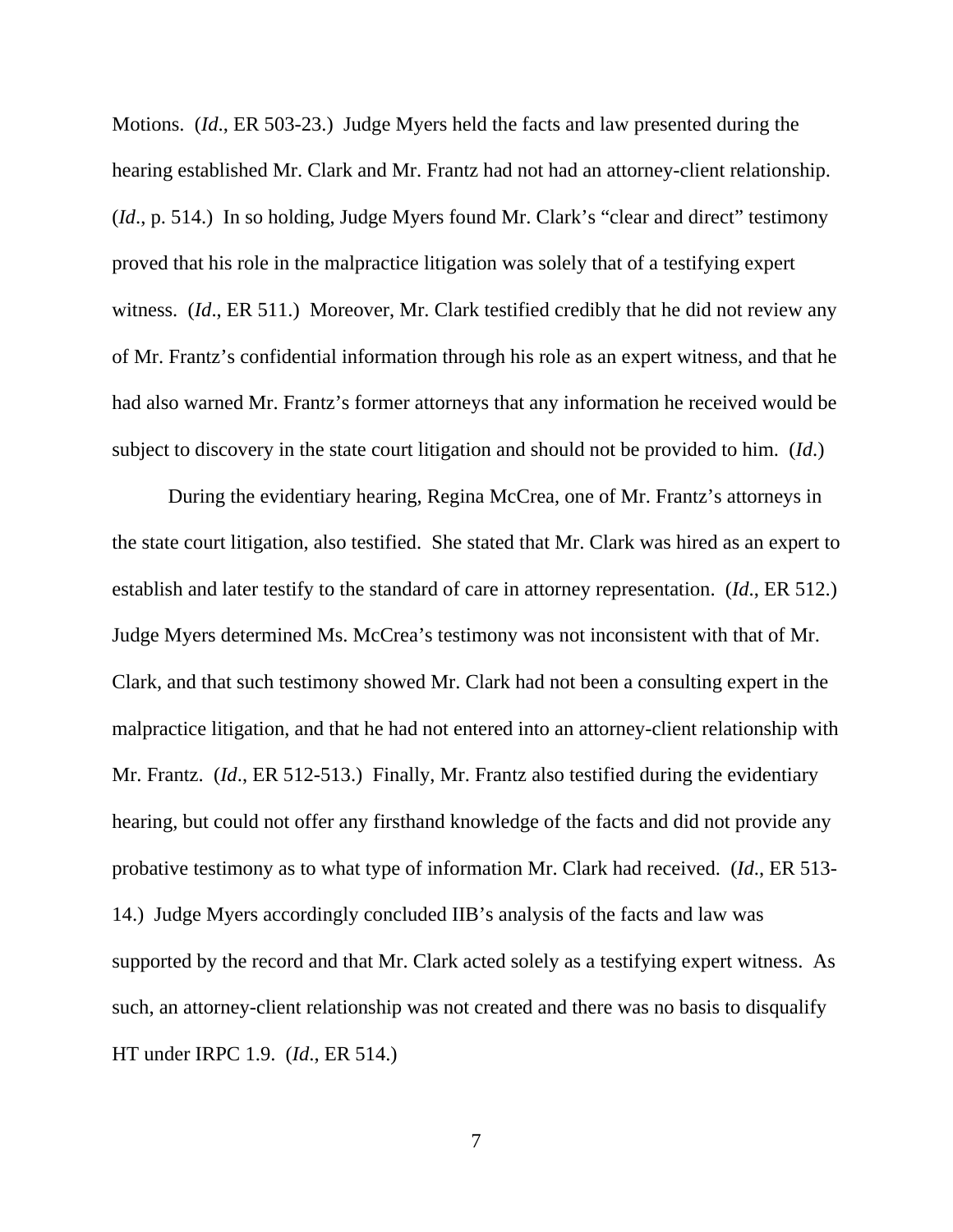Motions. (*Id*., ER 503-23.) Judge Myers held the facts and law presented during the hearing established Mr. Clark and Mr. Frantz had not had an attorney-client relationship. (*Id*., p. 514.) In so holding, Judge Myers found Mr. Clark's "clear and direct" testimony proved that his role in the malpractice litigation was solely that of a testifying expert witness. (*Id*., ER 511.) Moreover, Mr. Clark testified credibly that he did not review any of Mr. Frantz's confidential information through his role as an expert witness, and that he had also warned Mr. Frantz's former attorneys that any information he received would be subject to discovery in the state court litigation and should not be provided to him. (*Id*.)

During the evidentiary hearing, Regina McCrea, one of Mr. Frantz's attorneys in the state court litigation, also testified. She stated that Mr. Clark was hired as an expert to establish and later testify to the standard of care in attorney representation. (*Id*., ER 512.) Judge Myers determined Ms. McCrea's testimony was not inconsistent with that of Mr. Clark, and that such testimony showed Mr. Clark had not been a consulting expert in the malpractice litigation, and that he had not entered into an attorney-client relationship with Mr. Frantz. (*Id*., ER 512-513.) Finally, Mr. Frantz also testified during the evidentiary hearing, but could not offer any firsthand knowledge of the facts and did not provide any probative testimony as to what type of information Mr. Clark had received. (*Id*., ER 513-14.) Judge Myers accordingly concluded IIB's analysis of the facts and law was supported by the record and that Mr. Clark acted solely as a testifying expert witness. As such, an attorney-client relationship was not created and there was no basis to disqualify HT under IRPC 1.9. (*Id*., ER 514.)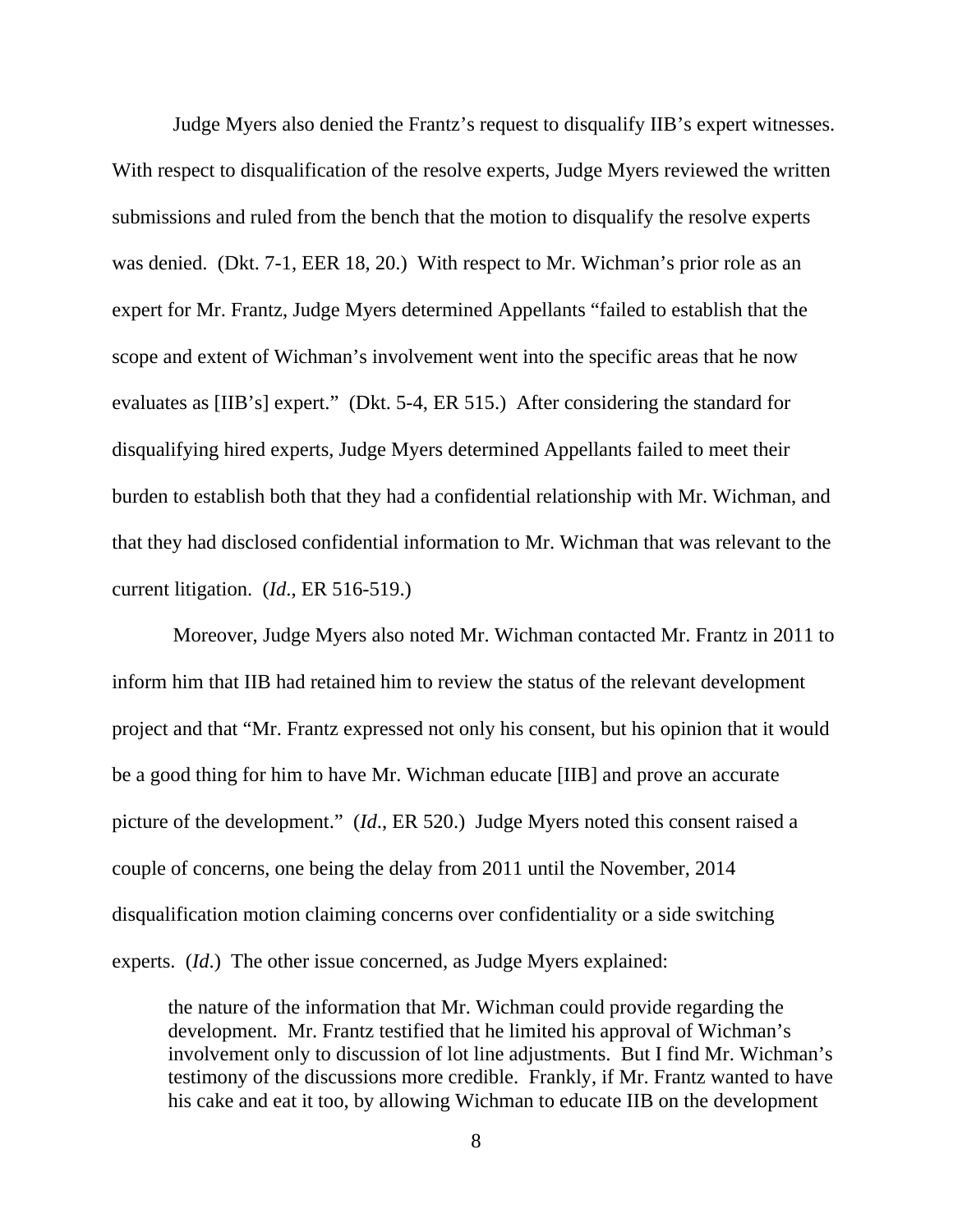Judge Myers also denied the Frantz's request to disqualify IIB's expert witnesses. With respect to disqualification of the resolve experts, Judge Myers reviewed the written submissions and ruled from the bench that the motion to disqualify the resolve experts was denied. (Dkt. 7-1, EER 18, 20.) With respect to Mr. Wichman's prior role as an expert for Mr. Frantz, Judge Myers determined Appellants "failed to establish that the scope and extent of Wichman's involvement went into the specific areas that he now evaluates as [IIB's] expert." (Dkt. 5-4, ER 515.) After considering the standard for disqualifying hired experts, Judge Myers determined Appellants failed to meet their burden to establish both that they had a confidential relationship with Mr. Wichman, and that they had disclosed confidential information to Mr. Wichman that was relevant to the current litigation. (*Id*., ER 516-519.)

Moreover, Judge Myers also noted Mr. Wichman contacted Mr. Frantz in 2011 to inform him that IIB had retained him to review the status of the relevant development project and that "Mr. Frantz expressed not only his consent, but his opinion that it would be a good thing for him to have Mr. Wichman educate [IIB] and prove an accurate picture of the development." (*Id*., ER 520.) Judge Myers noted this consent raised a couple of concerns, one being the delay from 2011 until the November, 2014 disqualification motion claiming concerns over confidentiality or a side switching experts. (*Id*.) The other issue concerned, as Judge Myers explained:

> the nature of the information that Mr. Wichman could provide regarding the development. Mr. Frantz testified that he limited his approval of Wichman's involvement only to discussion of lot line adjustments. But I find Mr. Wichman's testimony of the discussions more credible. Frankly, if Mr. Frantz wanted to have his cake and eat it too, by allowing Wichman to educate IIB on the development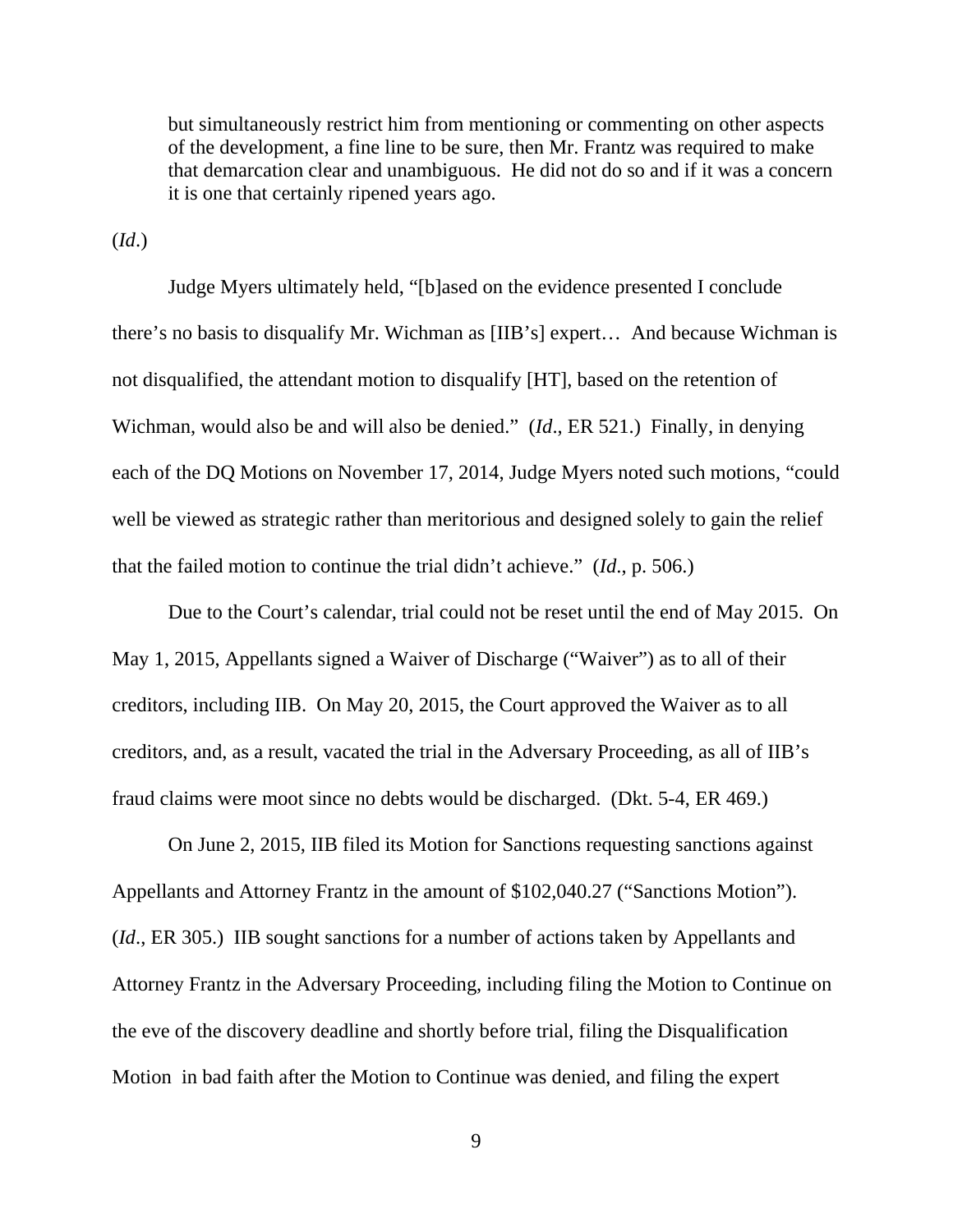> but simultaneously restrict him from mentioning or commenting on other aspects of the development, a fine line to be sure, then Mr. Frantz was required to make that demarcation clear and unambiguous. He did not do so and if it was a concern it is one that certainly ripened years ago.

(*Id*.)

Judge Myers ultimately held, "[b]ased on the evidence presented I conclude there's no basis to disqualify Mr. Wichman as [IIB's] expert… And because Wichman is not disqualified, the attendant motion to disqualify [HT], based on the retention of Wichman, would also be and will also be denied." (*Id*., ER 521.) Finally, in denying each of the DQ Motions on November 17, 2014, Judge Myers noted such motions, "could well be viewed as strategic rather than meritorious and designed solely to gain the relief that the failed motion to continue the trial didn't achieve." (*Id*., p. 506.)

Due to the Court's calendar, trial could not be reset until the end of May 2015. On May 1, 2015, Appellants signed a Waiver of Discharge ("Waiver") as to all of their creditors, including IIB. On May 20, 2015, the Court approved the Waiver as to all creditors, and, as a result, vacated the trial in the Adversary Proceeding, as all of IIB's fraud claims were moot since no debts would be discharged. (Dkt. 5-4, ER 469.)

On June 2, 2015, IIB filed its Motion for Sanctions requesting sanctions against Appellants and Attorney Frantz in the amount of $102,040.27 ("Sanctions Motion"). (*Id*., ER 305.) IIB sought sanctions for a number of actions taken by Appellants and Attorney Frantz in the Adversary Proceeding, including filing the Motion to Continue on the eve of the discovery deadline and shortly before trial, filing the Disqualification Motion in bad faith after the Motion to Continue was denied, and filing the expert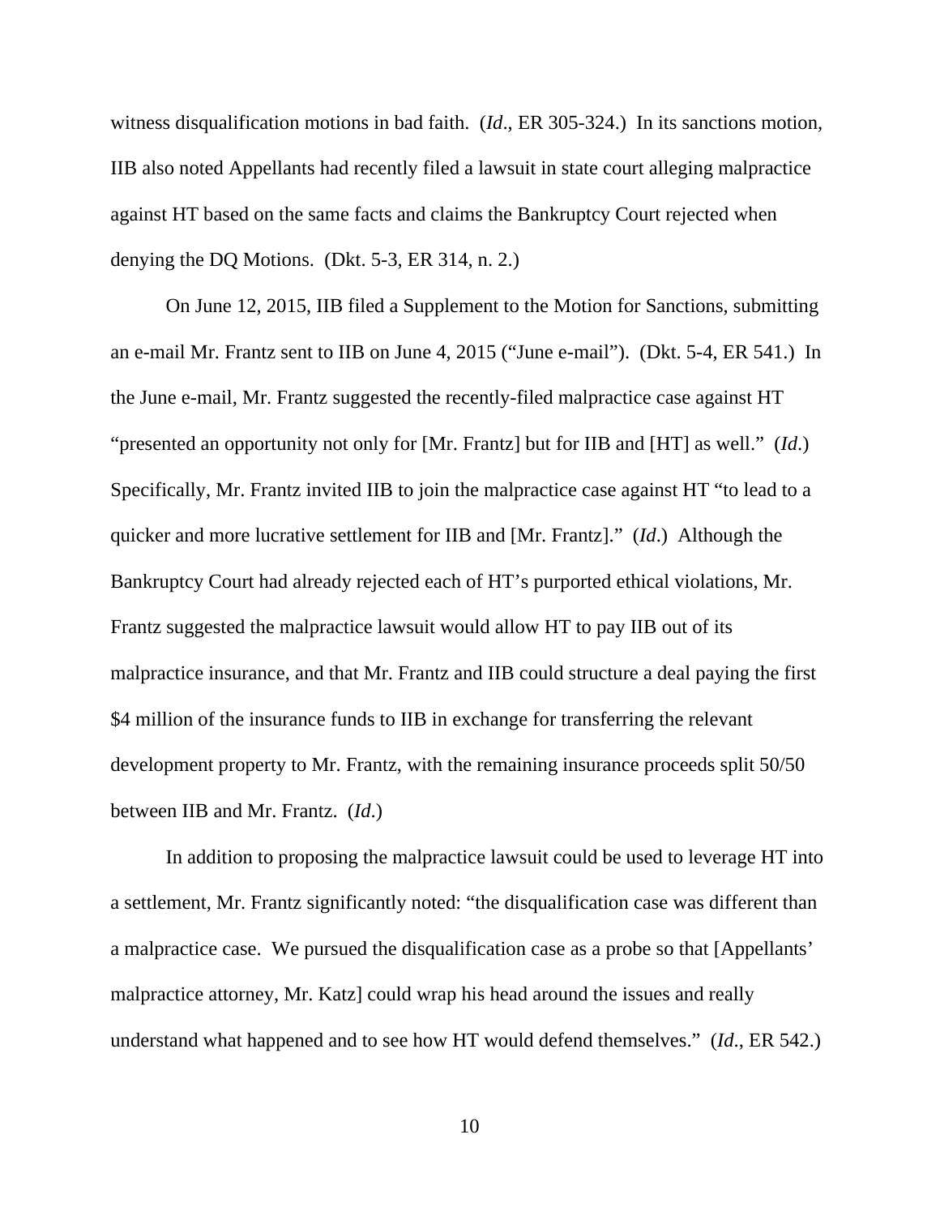witness disqualification motions in bad faith. (*Id*., ER 305-324.) In its sanctions motion, IIB also noted Appellants had recently filed a lawsuit in state court alleging malpractice against HT based on the same facts and claims the Bankruptcy Court rejected when denying the DQ Motions. (Dkt. 5-3, ER 314, n. 2.)

On June 12, 2015, IIB filed a Supplement to the Motion for Sanctions, submitting an e-mail Mr. Frantz sent to IIB on June 4, 2015 ("June e-mail"). (Dkt. 5-4, ER 541.) In the June e-mail, Mr. Frantz suggested the recently-filed malpractice case against HT "presented an opportunity not only for [Mr. Frantz] but for IIB and [HT] as well." (*Id*.) Specifically, Mr. Frantz invited IIB to join the malpractice case against HT "to lead to a quicker and more lucrative settlement for IIB and [Mr. Frantz]." (*Id*.) Although the Bankruptcy Court had already rejected each of HT's purported ethical violations, Mr. Frantz suggested the malpractice lawsuit would allow HT to pay IIB out of its malpractice insurance, and that Mr. Frantz and IIB could structure a deal paying the first $4 million of the insurance funds to IIB in exchange for transferring the relevant development property to Mr. Frantz, with the remaining insurance proceeds split 50/50 between IIB and Mr. Frantz. (*Id*.)

In addition to proposing the malpractice lawsuit could be used to leverage HT into a settlement, Mr. Frantz significantly noted: "the disqualification case was different than a malpractice case. We pursued the disqualification case as a probe so that [Appellants' malpractice attorney, Mr. Katz] could wrap his head around the issues and really understand what happened and to see how HT would defend themselves." (*Id*., ER 542.)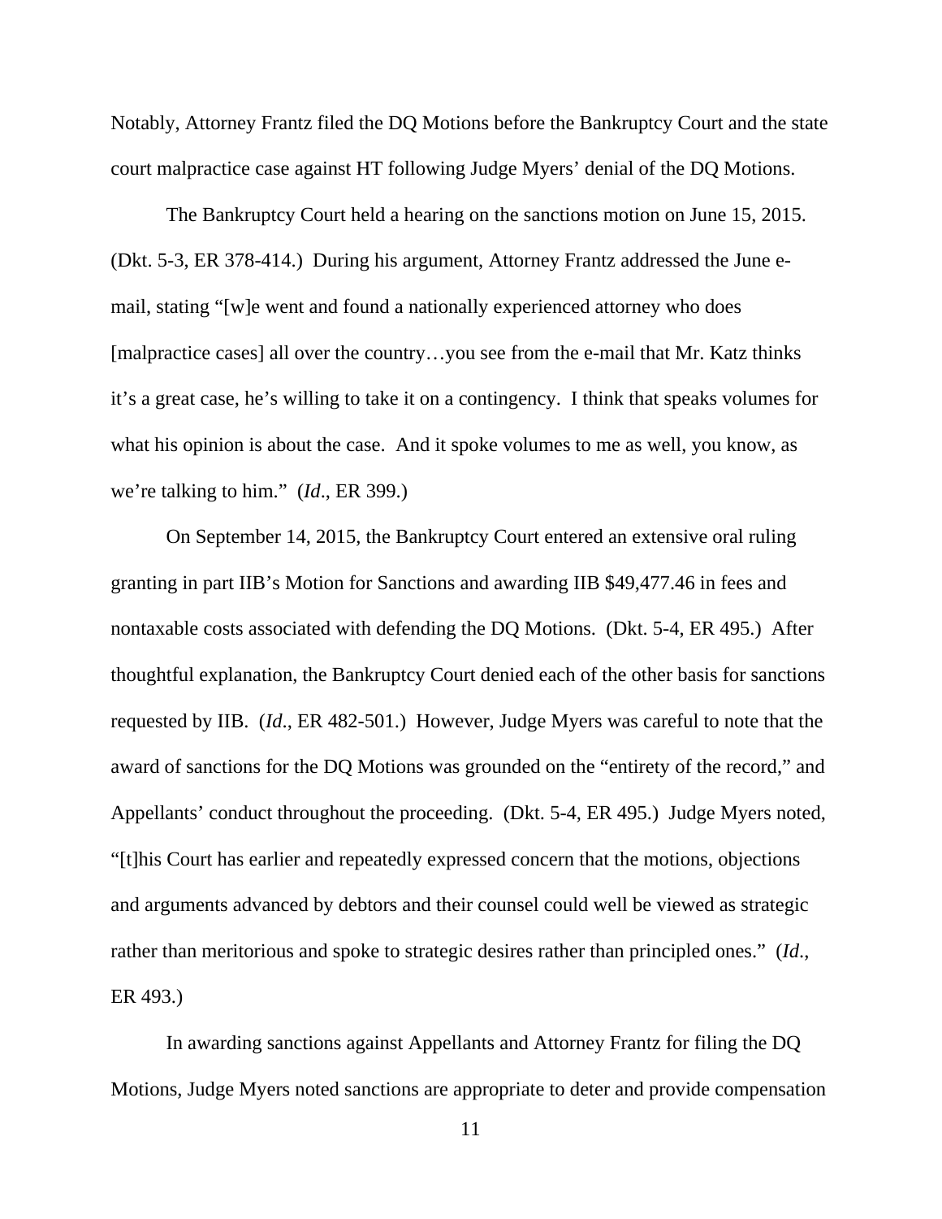Notably, Attorney Frantz filed the DQ Motions before the Bankruptcy Court and the state court malpractice case against HT following Judge Myers' denial of the DQ Motions.

The Bankruptcy Court held a hearing on the sanctions motion on June 15, 2015. (Dkt. 5-3, ER 378-414.) During his argument, Attorney Frantz addressed the June e-mail, stating "[w]e went and found a nationally experienced attorney who does [malpractice cases] all over the country…you see from the e-mail that Mr. Katz thinks it's a great case, he's willing to take it on a contingency. I think that speaks volumes for what his opinion is about the case. And it spoke volumes to me as well, you know, as we're talking to him." (*Id*., ER 399.)

On September 14, 2015, the Bankruptcy Court entered an extensive oral ruling granting in part IIB's Motion for Sanctions and awarding IIB $49,477.46 in fees and nontaxable costs associated with defending the DQ Motions. (Dkt. 5-4, ER 495.) After thoughtful explanation, the Bankruptcy Court denied each of the other basis for sanctions requested by IIB. (*Id*., ER 482-501.) However, Judge Myers was careful to note that the award of sanctions for the DQ Motions was grounded on the "entirety of the record," and Appellants' conduct throughout the proceeding. (Dkt. 5-4, ER 495.) Judge Myers noted, "[t]his Court has earlier and repeatedly expressed concern that the motions, objections and arguments advanced by debtors and their counsel could well be viewed as strategic rather than meritorious and spoke to strategic desires rather than principled ones." (*Id*., ER 493.)

In awarding sanctions against Appellants and Attorney Frantz for filing the DQ Motions, Judge Myers noted sanctions are appropriate to deter and provide compensation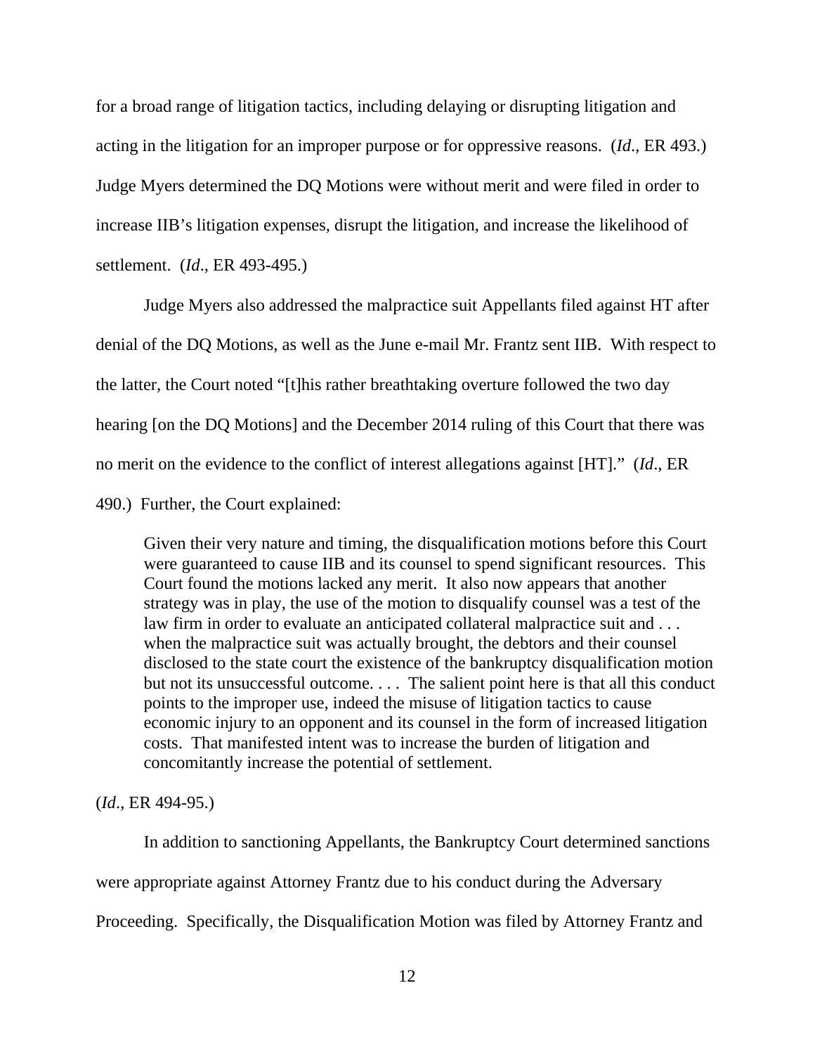for a broad range of litigation tactics, including delaying or disrupting litigation and acting in the litigation for an improper purpose or for oppressive reasons. (*Id*., ER 493.) Judge Myers determined the DQ Motions were without merit and were filed in order to increase IIB's litigation expenses, disrupt the litigation, and increase the likelihood of settlement. (*Id*., ER 493-495.)

Judge Myers also addressed the malpractice suit Appellants filed against HT after denial of the DQ Motions, as well as the June e-mail Mr. Frantz sent IIB. With respect to the latter, the Court noted "[t]his rather breathtaking overture followed the two day hearing [on the DQ Motions] and the December 2014 ruling of this Court that there was no merit on the evidence to the conflict of interest allegations against [HT]." (*Id*., ER 490.) Further, the Court explained:

> Given their very nature and timing, the disqualification motions before this Court were guaranteed to cause IIB and its counsel to spend significant resources. This Court found the motions lacked any merit. It also now appears that another strategy was in play, the use of the motion to disqualify counsel was a test of the law firm in order to evaluate an anticipated collateral malpractice suit and . . . when the malpractice suit was actually brought, the debtors and their counsel disclosed to the state court the existence of the bankruptcy disqualification motion but not its unsuccessful outcome. . . . The salient point here is that all this conduct points to the improper use, indeed the misuse of litigation tactics to cause economic injury to an opponent and its counsel in the form of increased litigation costs. That manifested intent was to increase the burden of litigation and concomitantly increase the potential of settlement.

(*Id*., ER 494-95.)

In addition to sanctioning Appellants, the Bankruptcy Court determined sanctions were appropriate against Attorney Frantz due to his conduct during the Adversary Proceeding. Specifically, the Disqualification Motion was filed by Attorney Frantz and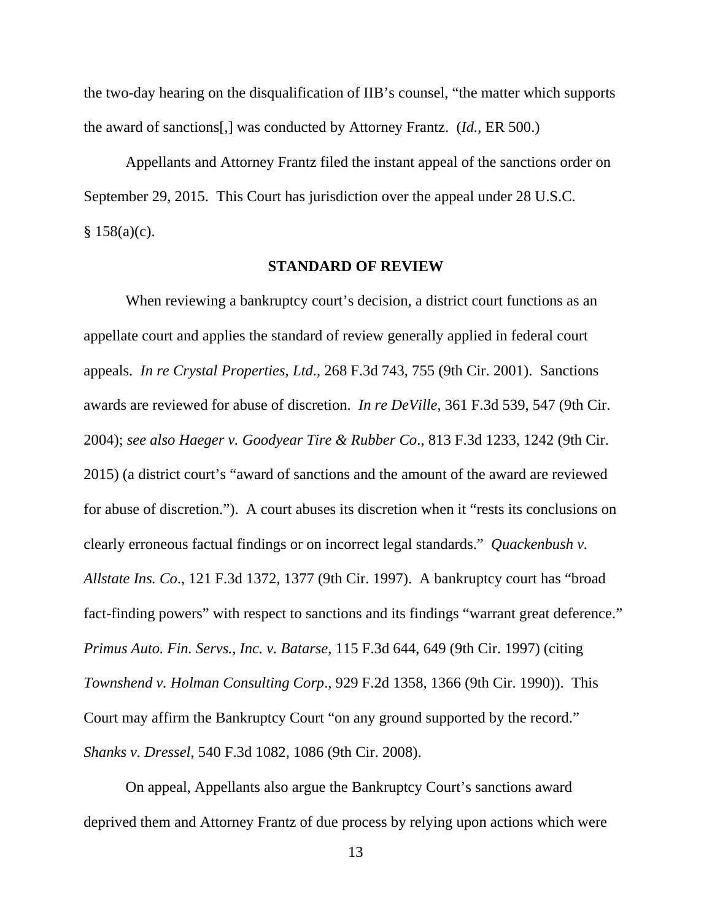the two-day hearing on the disqualification of IIB's counsel, "the matter which supports the award of sanctions[,] was conducted by Attorney Frantz. (*Id.*, ER 500.)

Appellants and Attorney Frantz filed the instant appeal of the sanctions order on September 29, 2015. This Court has jurisdiction over the appeal under 28 U.S.C. § 158(a)(c).

## STANDARD OF REVIEW

When reviewing a bankruptcy court's decision, a district court functions as an appellate court and applies the standard of review generally applied in federal court appeals. *In re Crystal Properties, Ltd*., 268 F.3d 743, 755 (9th Cir. 2001). Sanctions awards are reviewed for abuse of discretion. *In re DeVille*, 361 F.3d 539, 547 (9th Cir. 2004); *see also Haeger v. Goodyear Tire & Rubber Co*., 813 F.3d 1233, 1242 (9th Cir. 2015) (a district court's "award of sanctions and the amount of the award are reviewed for abuse of discretion."). A court abuses its discretion when it "rests its conclusions on clearly erroneous factual findings or on incorrect legal standards." *Quackenbush v. Allstate Ins. Co*., 121 F.3d 1372, 1377 (9th Cir. 1997). A bankruptcy court has "broad fact-finding powers" with respect to sanctions and its findings "warrant great deference." *Primus Auto. Fin. Servs., Inc. v. Batarse*, 115 F.3d 644, 649 (9th Cir. 1997) (citing *Townshend v. Holman Consulting Corp*., 929 F.2d 1358, 1366 (9th Cir. 1990)). This Court may affirm the Bankruptcy Court "on any ground supported by the record." *Shanks v. Dressel*, 540 F.3d 1082, 1086 (9th Cir. 2008).

On appeal, Appellants also argue the Bankruptcy Court's sanctions award deprived them and Attorney Frantz of due process by relying upon actions which were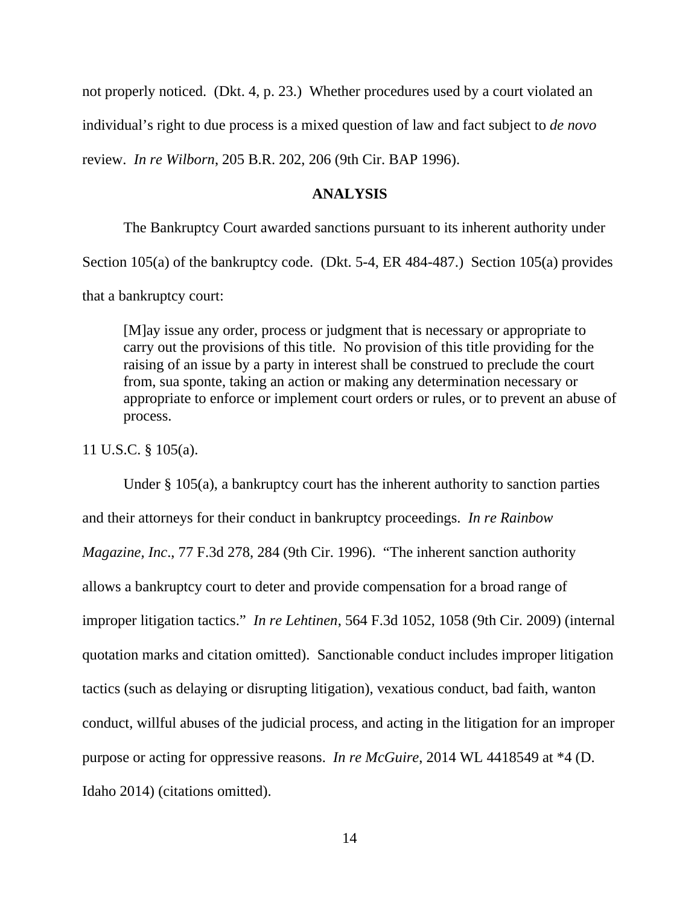not properly noticed. (Dkt. 4, p. 23.) Whether procedures used by a court violated an individual's right to due process is a mixed question of law and fact subject to *de novo* review. *In re Wilborn*, 205 B.R. 202, 206 (9th Cir. BAP 1996).

**ANALYSIS**

The Bankruptcy Court awarded sanctions pursuant to its inherent authority under Section 105(a) of the bankruptcy code. (Dkt. 5-4, ER 484-487.) Section 105(a) provides that a bankruptcy court:

> [M]ay issue any order, process or judgment that is necessary or appropriate to carry out the provisions of this title. No provision of this title providing for the raising of an issue by a party in interest shall be construed to preclude the court from, sua sponte, taking an action or making any determination necessary or appropriate to enforce or implement court orders or rules, or to prevent an abuse of process.

11 U.S.C. § 105(a).

Under § 105(a), a bankruptcy court has the inherent authority to sanction parties and their attorneys for their conduct in bankruptcy proceedings. *In re Rainbow Magazine, Inc*., 77 F.3d 278, 284 (9th Cir. 1996). "The inherent sanction authority allows a bankruptcy court to deter and provide compensation for a broad range of improper litigation tactics." *In re Lehtinen*, 564 F.3d 1052, 1058 (9th Cir. 2009) (internal quotation marks and citation omitted). Sanctionable conduct includes improper litigation tactics (such as delaying or disrupting litigation), vexatious conduct, bad faith, wanton conduct, willful abuses of the judicial process, and acting in the litigation for an improper purpose or acting for oppressive reasons. *In re McGuire*, 2014 WL 4418549 at *4 (D. Idaho 2014) (citations omitted).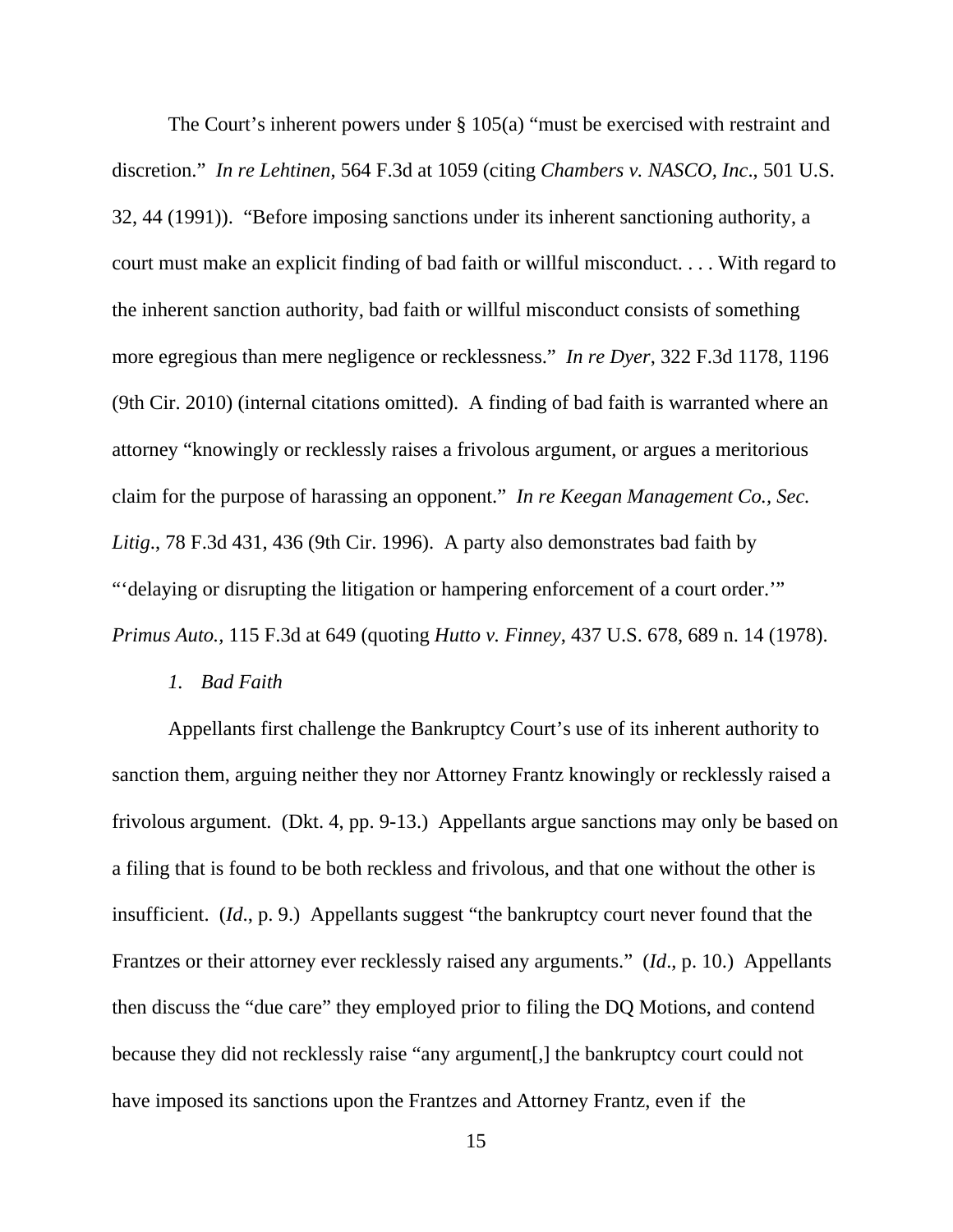The Court's inherent powers under § 105(a) "must be exercised with restraint and discretion." *In re Lehtinen*, 564 F.3d at 1059 (citing *Chambers v. NASCO, Inc*., 501 U.S. 32, 44 (1991)). "Before imposing sanctions under its inherent sanctioning authority, a court must make an explicit finding of bad faith or willful misconduct. . . . With regard to the inherent sanction authority, bad faith or willful misconduct consists of something more egregious than mere negligence or recklessness." *In re Dyer*, 322 F.3d 1178, 1196 (9th Cir. 2010) (internal citations omitted). A finding of bad faith is warranted where an attorney "knowingly or recklessly raises a frivolous argument, or argues a meritorious claim for the purpose of harassing an opponent." *In re Keegan Management Co., Sec. Litig*., 78 F.3d 431, 436 (9th Cir. 1996). A party also demonstrates bad faith by "'delaying or disrupting the litigation or hampering enforcement of a court order.'" *Primus Auto.*, 115 F.3d at 649 (quoting *Hutto v. Finney*, 437 U.S. 678, 689 n. 14 (1978).

*1. Bad Faith*

Appellants first challenge the Bankruptcy Court's use of its inherent authority to sanction them, arguing neither they nor Attorney Frantz knowingly or recklessly raised a frivolous argument. (Dkt. 4, pp. 9-13.) Appellants argue sanctions may only be based on a filing that is found to be both reckless and frivolous, and that one without the other is insufficient. (*Id*., p. 9.) Appellants suggest "the bankruptcy court never found that the Frantzes or their attorney ever recklessly raised any arguments." (*Id*., p. 10.) Appellants then discuss the "due care" they employed prior to filing the DQ Motions, and contend because they did not recklessly raise "any argument[,] the bankruptcy court could not have imposed its sanctions upon the Frantzes and Attorney Frantz, even if the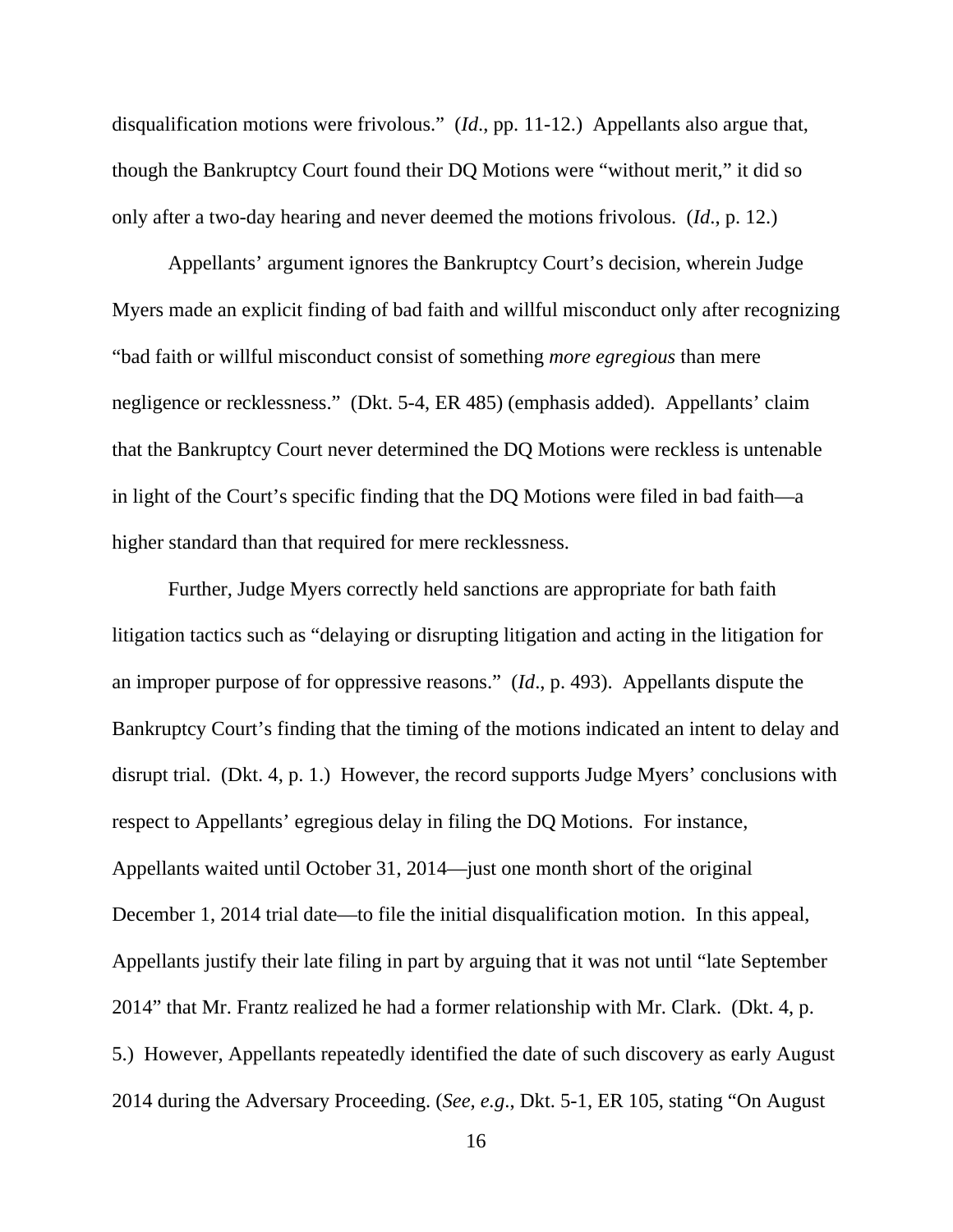disqualification motions were frivolous." (*Id*., pp. 11-12.) Appellants also argue that, though the Bankruptcy Court found their DQ Motions were "without merit," it did so only after a two-day hearing and never deemed the motions frivolous. (*Id*., p. 12.)

Appellants' argument ignores the Bankruptcy Court's decision, wherein Judge Myers made an explicit finding of bad faith and willful misconduct only after recognizing "bad faith or willful misconduct consist of something *more egregious* than mere negligence or recklessness." (Dkt. 5-4, ER 485) (emphasis added). Appellants' claim that the Bankruptcy Court never determined the DQ Motions were reckless is untenable in light of the Court's specific finding that the DQ Motions were filed in bad faith—a higher standard than that required for mere recklessness.

Further, Judge Myers correctly held sanctions are appropriate for bath faith litigation tactics such as "delaying or disrupting litigation and acting in the litigation for an improper purpose of for oppressive reasons." (*Id*., p. 493). Appellants dispute the Bankruptcy Court's finding that the timing of the motions indicated an intent to delay and disrupt trial. (Dkt. 4, p. 1.) However, the record supports Judge Myers' conclusions with respect to Appellants' egregious delay in filing the DQ Motions. For instance, Appellants waited until October 31, 2014—just one month short of the original December 1, 2014 trial date—to file the initial disqualification motion. In this appeal, Appellants justify their late filing in part by arguing that it was not until "late September 2014" that Mr. Frantz realized he had a former relationship with Mr. Clark. (Dkt. 4, p. 5.) However, Appellants repeatedly identified the date of such discovery as early August 2014 during the Adversary Proceeding. (*See, e.g.*, Dkt. 5-1, ER 105, stating "On August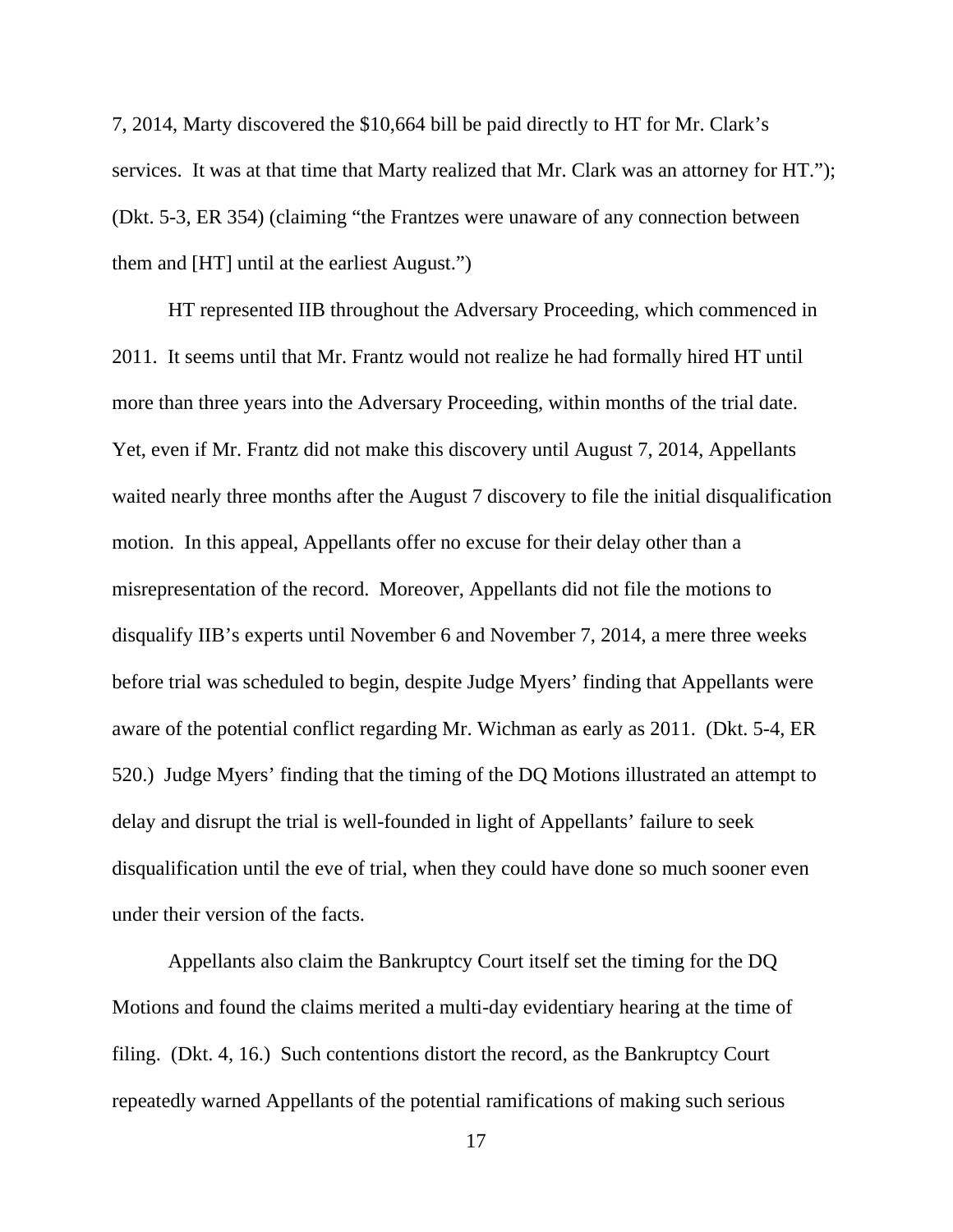7, 2014, Marty discovered the $10,664 bill be paid directly to HT for Mr. Clark's services. It was at that time that Marty realized that Mr. Clark was an attorney for HT."); (Dkt. 5-3, ER 354) (claiming "the Frantzes were unaware of any connection between them and [HT] until at the earliest August.")

HT represented IIB throughout the Adversary Proceeding, which commenced in 2011. It seems until that Mr. Frantz would not realize he had formally hired HT until more than three years into the Adversary Proceeding, within months of the trial date. Yet, even if Mr. Frantz did not make this discovery until August 7, 2014, Appellants waited nearly three months after the August 7 discovery to file the initial disqualification motion. In this appeal, Appellants offer no excuse for their delay other than a misrepresentation of the record. Moreover, Appellants did not file the motions to disqualify IIB's experts until November 6 and November 7, 2014, a mere three weeks before trial was scheduled to begin, despite Judge Myers' finding that Appellants were aware of the potential conflict regarding Mr. Wichman as early as 2011. (Dkt. 5-4, ER 520.) Judge Myers' finding that the timing of the DQ Motions illustrated an attempt to delay and disrupt the trial is well-founded in light of Appellants' failure to seek disqualification until the eve of trial, when they could have done so much sooner even under their version of the facts.

Appellants also claim the Bankruptcy Court itself set the timing for the DQ Motions and found the claims merited a multi-day evidentiary hearing at the time of filing. (Dkt. 4, 16.) Such contentions distort the record, as the Bankruptcy Court repeatedly warned Appellants of the potential ramifications of making such serious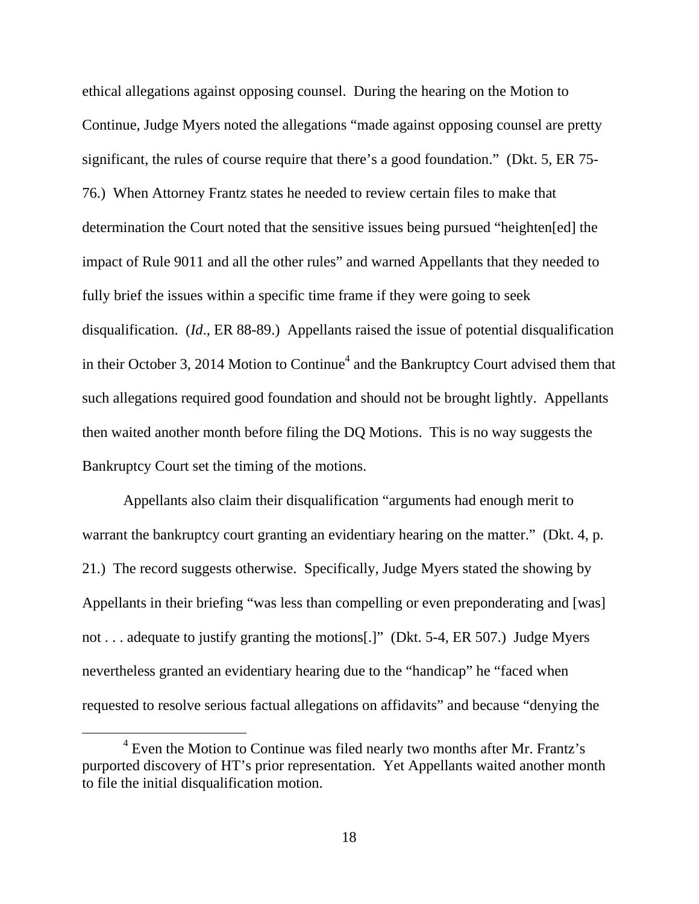ethical allegations against opposing counsel. During the hearing on the Motion to Continue, Judge Myers noted the allegations "made against opposing counsel are pretty significant, the rules of course require that there's a good foundation." (Dkt. 5, ER 75-76.) When Attorney Frantz states he needed to review certain files to make that determination the Court noted that the sensitive issues being pursued "heighten[ed] the impact of Rule 9011 and all the other rules" and warned Appellants that they needed to fully brief the issues within a specific time frame if they were going to seek disqualification. (*Id*., ER 88-89.) Appellants raised the issue of potential disqualification in their October 3, 2014 Motion to Continue[4] and the Bankruptcy Court advised them that such allegations required good foundation and should not be brought lightly. Appellants then waited another month before filing the DQ Motions. This is no way suggests the Bankruptcy Court set the timing of the motions.

Appellants also claim their disqualification "arguments had enough merit to warrant the bankruptcy court granting an evidentiary hearing on the matter." (Dkt. 4, p. 21.) The record suggests otherwise. Specifically, Judge Myers stated the showing by Appellants in their briefing "was less than compelling or even preponderating and [was] not . . . adequate to justify granting the motions[.]" (Dkt. 5-4, ER 507.) Judge Myers nevertheless granted an evidentiary hearing due to the "handicap" he "faced when requested to resolve serious factual allegations on affidavits" and because "denying the

[4] Even the Motion to Continue was filed nearly two months after Mr. Frantz's purported discovery of HT's prior representation. Yet Appellants waited another month to file the initial disqualification motion.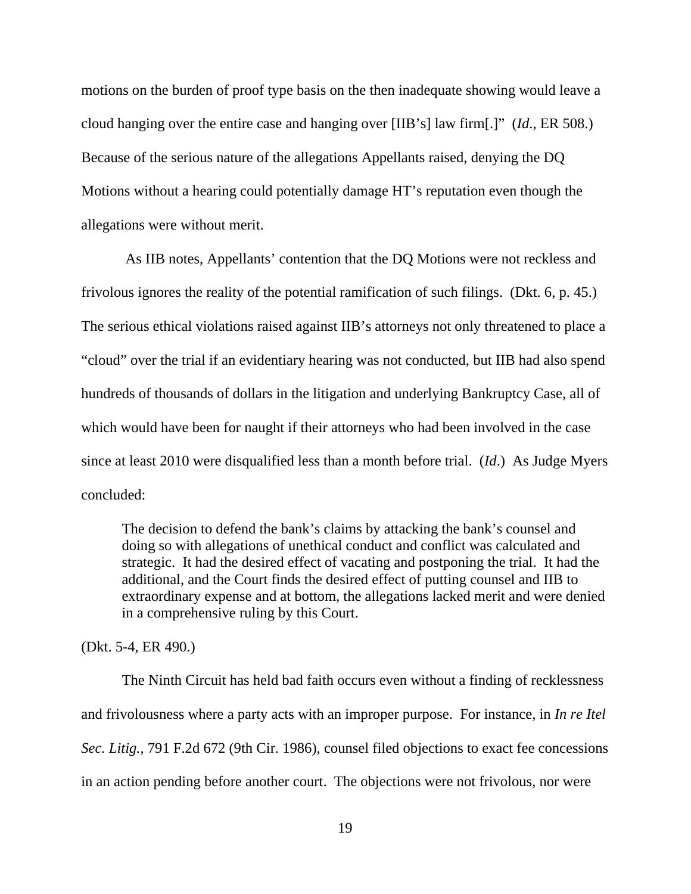motions on the burden of proof type basis on the then inadequate showing would leave a cloud hanging over the entire case and hanging over [IIB's] law firm[.]" (*Id*., ER 508.) Because of the serious nature of the allegations Appellants raised, denying the DQ Motions without a hearing could potentially damage HT's reputation even though the allegations were without merit.

As IIB notes, Appellants' contention that the DQ Motions were not reckless and frivolous ignores the reality of the potential ramification of such filings. (Dkt. 6, p. 45.) The serious ethical violations raised against IIB's attorneys not only threatened to place a "cloud" over the trial if an evidentiary hearing was not conducted, but IIB had also spend hundreds of thousands of dollars in the litigation and underlying Bankruptcy Case, all of which would have been for naught if their attorneys who had been involved in the case since at least 2010 were disqualified less than a month before trial. (*Id*.) As Judge Myers concluded:

> The decision to defend the bank's claims by attacking the bank's counsel and doing so with allegations of unethical conduct and conflict was calculated and strategic. It had the desired effect of vacating and postponing the trial. It had the additional, and the Court finds the desired effect of putting counsel and IIB to extraordinary expense and at bottom, the allegations lacked merit and were denied in a comprehensive ruling by this Court.

(Dkt. 5-4, ER 490.)

The Ninth Circuit has held bad faith occurs even without a finding of recklessness and frivolousness where a party acts with an improper purpose. For instance, in *In re Itel Sec. Litig.*, 791 F.2d 672 (9th Cir. 1986), counsel filed objections to exact fee concessions in an action pending before another court. The objections were not frivolous, nor were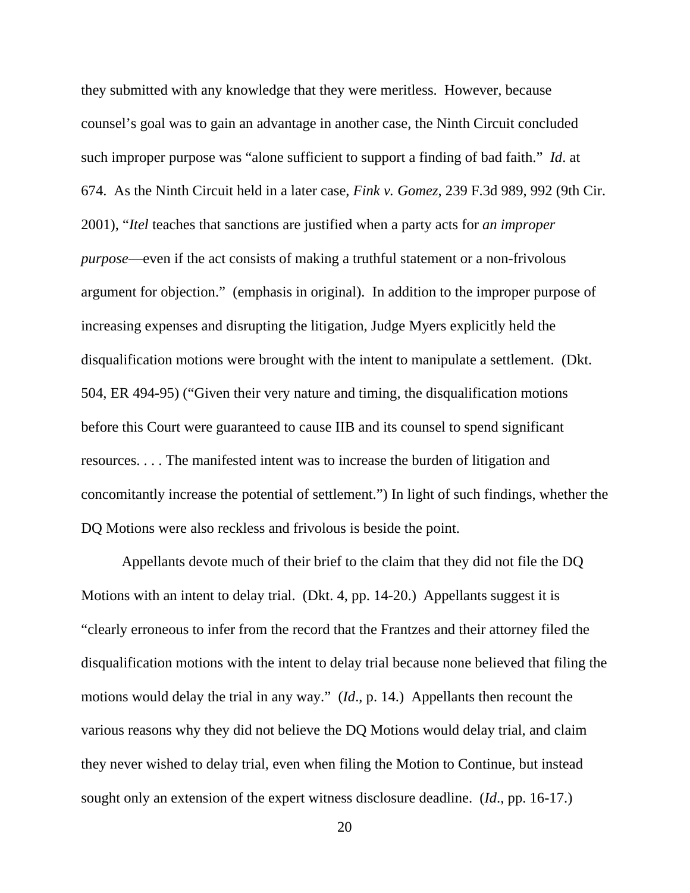they submitted with any knowledge that they were meritless. However, because counsel's goal was to gain an advantage in another case, the Ninth Circuit concluded such improper purpose was "alone sufficient to support a finding of bad faith." *Id*. at 674. As the Ninth Circuit held in a later case, *Fink v. Gomez*, 239 F.3d 989, 992 (9th Cir. 2001), "*Itel* teaches that sanctions are justified when a party acts for *an improper purpose*—even if the act consists of making a truthful statement or a non-frivolous argument for objection." (emphasis in original). In addition to the improper purpose of increasing expenses and disrupting the litigation, Judge Myers explicitly held the disqualification motions were brought with the intent to manipulate a settlement. (Dkt. 504, ER 494-95) ("Given their very nature and timing, the disqualification motions before this Court were guaranteed to cause IIB and its counsel to spend significant resources. . . . The manifested intent was to increase the burden of litigation and concomitantly increase the potential of settlement.") In light of such findings, whether the DQ Motions were also reckless and frivolous is beside the point.

Appellants devote much of their brief to the claim that they did not file the DQ Motions with an intent to delay trial. (Dkt. 4, pp. 14-20.) Appellants suggest it is "clearly erroneous to infer from the record that the Frantzes and their attorney filed the disqualification motions with the intent to delay trial because none believed that filing the motions would delay the trial in any way." (*Id*., p. 14.) Appellants then recount the various reasons why they did not believe the DQ Motions would delay trial, and claim they never wished to delay trial, even when filing the Motion to Continue, but instead sought only an extension of the expert witness disclosure deadline. (*Id*., pp. 16-17.)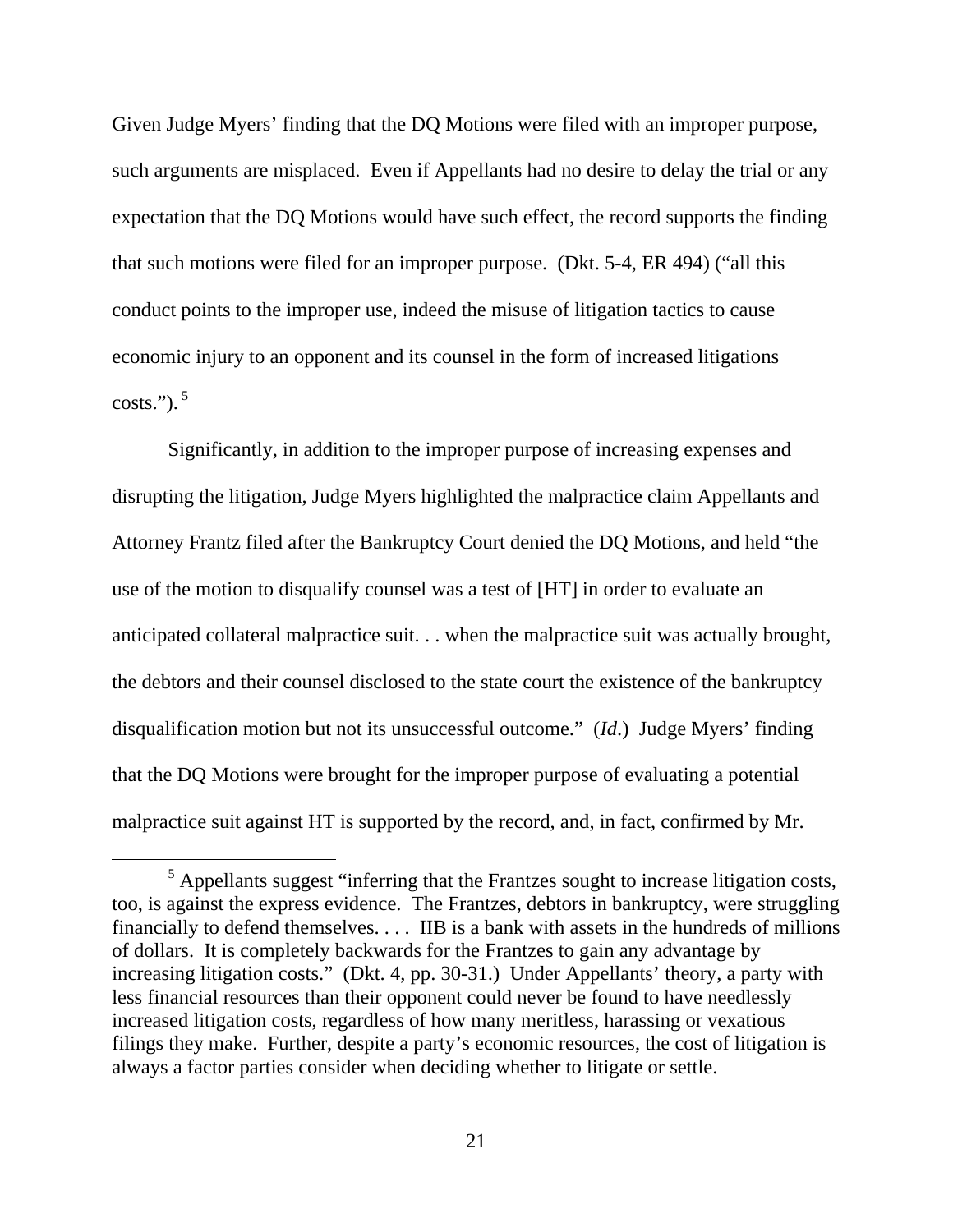Given Judge Myers' finding that the DQ Motions were filed with an improper purpose, such arguments are misplaced. Even if Appellants had no desire to delay the trial or any expectation that the DQ Motions would have such effect, the record supports the finding that such motions were filed for an improper purpose. (Dkt. 5-4, ER 494) ("all this conduct points to the improper use, indeed the misuse of litigation tactics to cause economic injury to an opponent and its counsel in the form of increased litigations costs.").[5]

Significantly, in addition to the improper purpose of increasing expenses and disrupting the litigation, Judge Myers highlighted the malpractice claim Appellants and Attorney Frantz filed after the Bankruptcy Court denied the DQ Motions, and held "the use of the motion to disqualify counsel was a test of [HT] in order to evaluate an anticipated collateral malpractice suit. . . when the malpractice suit was actually brought, the debtors and their counsel disclosed to the state court the existence of the bankruptcy disqualification motion but not its unsuccessful outcome." (*Id.*) Judge Myers' finding that the DQ Motions were brought for the improper purpose of evaluating a potential malpractice suit against HT is supported by the record, and, in fact, confirmed by Mr.

[5] Appellants suggest "inferring that the Frantzes sought to increase litigation costs, too, is against the express evidence. The Frantzes, debtors in bankruptcy, were struggling financially to defend themselves. . . . IIB is a bank with assets in the hundreds of millions of dollars. It is completely backwards for the Frantzes to gain any advantage by increasing litigation costs." (Dkt. 4, pp. 30-31.) Under Appellants' theory, a party with less financial resources than their opponent could never be found to have needlessly increased litigation costs, regardless of how many meritless, harassing or vexatious filings they make. Further, despite a party's economic resources, the cost of litigation is always a factor parties consider when deciding whether to litigate or settle.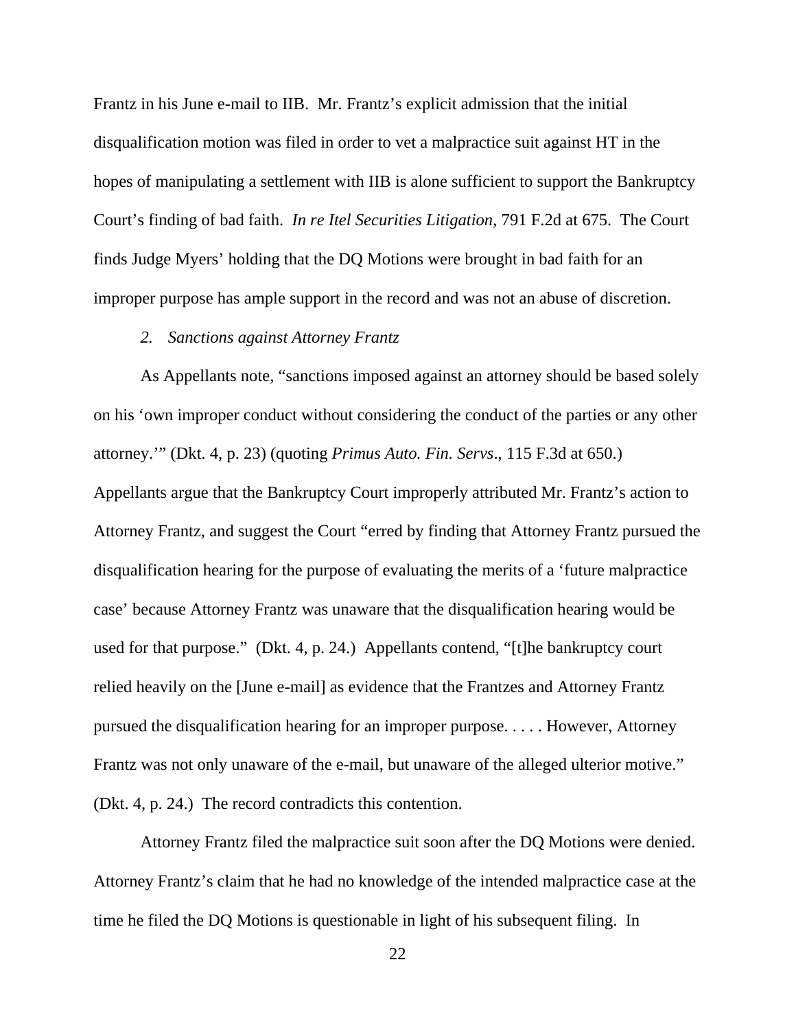Frantz in his June e-mail to IIB. Mr. Frantz's explicit admission that the initial disqualification motion was filed in order to vet a malpractice suit against HT in the hopes of manipulating a settlement with IIB is alone sufficient to support the Bankruptcy Court's finding of bad faith. *In re Itel Securities Litigation*, 791 F.2d at 675. The Court finds Judge Myers' holding that the DQ Motions were brought in bad faith for an improper purpose has ample support in the record and was not an abuse of discretion.

*2. Sanctions against Attorney Frantz*

As Appellants note, "sanctions imposed against an attorney should be based solely on his 'own improper conduct without considering the conduct of the parties or any other attorney.'" (Dkt. 4, p. 23) (quoting *Primus Auto. Fin. Servs*., 115 F.3d at 650.) Appellants argue that the Bankruptcy Court improperly attributed Mr. Frantz's action to Attorney Frantz, and suggest the Court "erred by finding that Attorney Frantz pursued the disqualification hearing for the purpose of evaluating the merits of a 'future malpractice case' because Attorney Frantz was unaware that the disqualification hearing would be used for that purpose." (Dkt. 4, p. 24.) Appellants contend, "[t]he bankruptcy court relied heavily on the [June e-mail] as evidence that the Frantzes and Attorney Frantz pursued the disqualification hearing for an improper purpose. . . . . However, Attorney Frantz was not only unaware of the e-mail, but unaware of the alleged ulterior motive." (Dkt. 4, p. 24.) The record contradicts this contention.

Attorney Frantz filed the malpractice suit soon after the DQ Motions were denied. Attorney Frantz's claim that he had no knowledge of the intended malpractice case at the time he filed the DQ Motions is questionable in light of his subsequent filing. In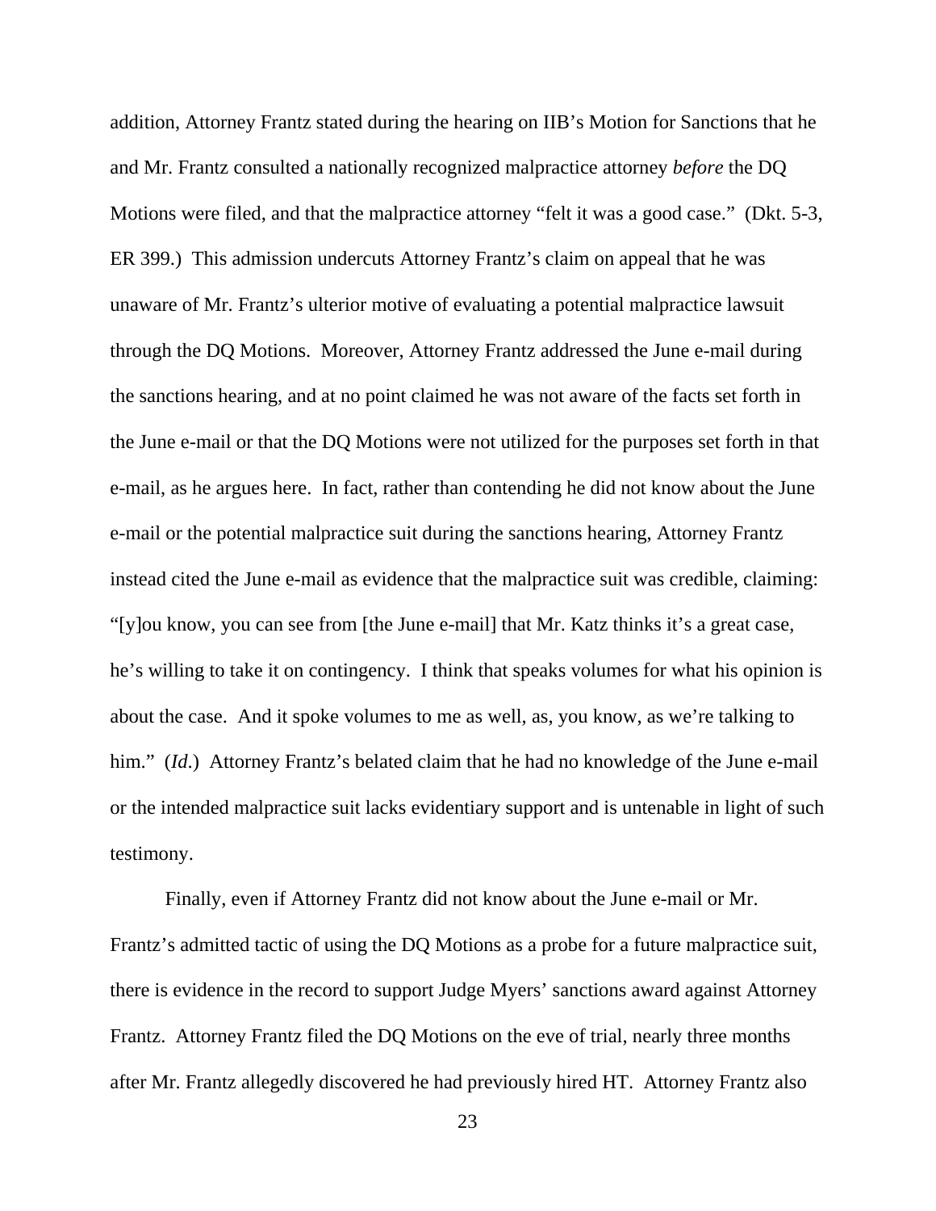addition, Attorney Frantz stated during the hearing on IIB's Motion for Sanctions that he and Mr. Frantz consulted a nationally recognized malpractice attorney *before* the DQ Motions were filed, and that the malpractice attorney "felt it was a good case." (Dkt. 5-3, ER 399.) This admission undercuts Attorney Frantz's claim on appeal that he was unaware of Mr. Frantz's ulterior motive of evaluating a potential malpractice lawsuit through the DQ Motions. Moreover, Attorney Frantz addressed the June e-mail during the sanctions hearing, and at no point claimed he was not aware of the facts set forth in the June e-mail or that the DQ Motions were not utilized for the purposes set forth in that e-mail, as he argues here. In fact, rather than contending he did not know about the June e-mail or the potential malpractice suit during the sanctions hearing, Attorney Frantz instead cited the June e-mail as evidence that the malpractice suit was credible, claiming: "[y]ou know, you can see from [the June e-mail] that Mr. Katz thinks it's a great case, he's willing to take it on contingency. I think that speaks volumes for what his opinion is about the case. And it spoke volumes to me as well, as, you know, as we're talking to him." (*Id*.) Attorney Frantz's belated claim that he had no knowledge of the June e-mail or the intended malpractice suit lacks evidentiary support and is untenable in light of such testimony.

Finally, even if Attorney Frantz did not know about the June e-mail or Mr. Frantz's admitted tactic of using the DQ Motions as a probe for a future malpractice suit, there is evidence in the record to support Judge Myers' sanctions award against Attorney Frantz. Attorney Frantz filed the DQ Motions on the eve of trial, nearly three months after Mr. Frantz allegedly discovered he had previously hired HT. Attorney Frantz also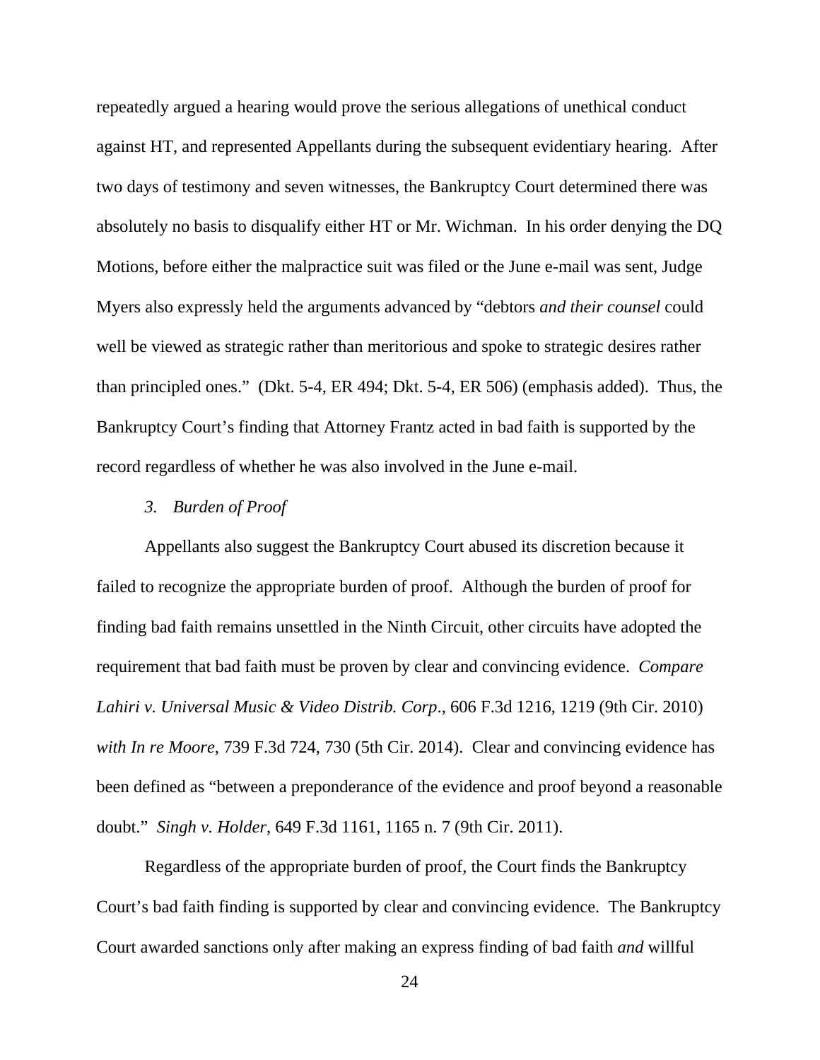repeatedly argued a hearing would prove the serious allegations of unethical conduct against HT, and represented Appellants during the subsequent evidentiary hearing. After two days of testimony and seven witnesses, the Bankruptcy Court determined there was absolutely no basis to disqualify either HT or Mr. Wichman. In his order denying the DQ Motions, before either the malpractice suit was filed or the June e-mail was sent, Judge Myers also expressly held the arguments advanced by "debtors *and their counsel* could well be viewed as strategic rather than meritorious and spoke to strategic desires rather than principled ones." (Dkt. 5-4, ER 494; Dkt. 5-4, ER 506) (emphasis added). Thus, the Bankruptcy Court's finding that Attorney Frantz acted in bad faith is supported by the record regardless of whether he was also involved in the June e-mail.

*3. Burden of Proof*

Appellants also suggest the Bankruptcy Court abused its discretion because it failed to recognize the appropriate burden of proof. Although the burden of proof for finding bad faith remains unsettled in the Ninth Circuit, other circuits have adopted the requirement that bad faith must be proven by clear and convincing evidence. *Compare Lahiri v. Universal Music & Video Distrib. Corp*., 606 F.3d 1216, 1219 (9th Cir. 2010) *with In re Moore*, 739 F.3d 724, 730 (5th Cir. 2014). Clear and convincing evidence has been defined as "between a preponderance of the evidence and proof beyond a reasonable doubt." *Singh v. Holder*, 649 F.3d 1161, 1165 n. 7 (9th Cir. 2011).

Regardless of the appropriate burden of proof, the Court finds the Bankruptcy Court's bad faith finding is supported by clear and convincing evidence. The Bankruptcy Court awarded sanctions only after making an express finding of bad faith *and* willful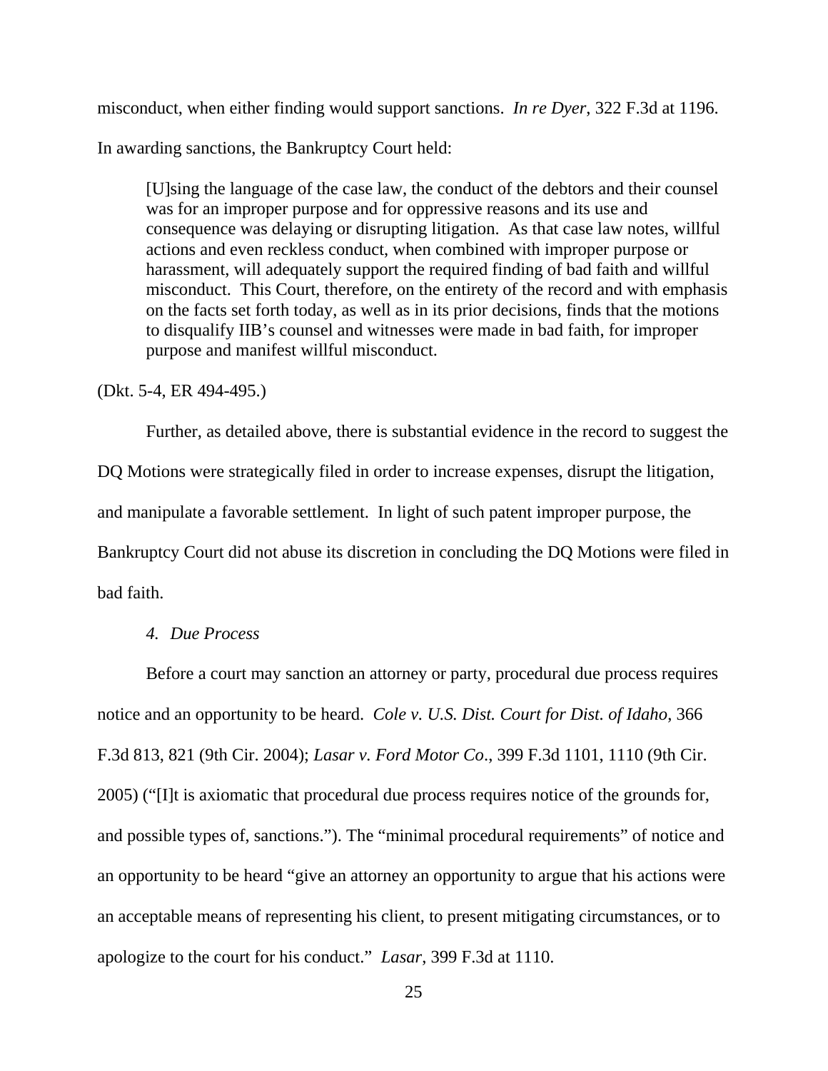misconduct, when either finding would support sanctions. *In re Dyer*, 322 F.3d at 1196. In awarding sanctions, the Bankruptcy Court held:

> [U]sing the language of the case law, the conduct of the debtors and their counsel was for an improper purpose and for oppressive reasons and its use and consequence was delaying or disrupting litigation. As that case law notes, willful actions and even reckless conduct, when combined with improper purpose or harassment, will adequately support the required finding of bad faith and willful misconduct. This Court, therefore, on the entirety of the record and with emphasis on the facts set forth today, as well as in its prior decisions, finds that the motions to disqualify IIB's counsel and witnesses were made in bad faith, for improper purpose and manifest willful misconduct.

(Dkt. 5-4, ER 494-495.)

Further, as detailed above, there is substantial evidence in the record to suggest the DQ Motions were strategically filed in order to increase expenses, disrupt the litigation, and manipulate a favorable settlement. In light of such patent improper purpose, the Bankruptcy Court did not abuse its discretion in concluding the DQ Motions were filed in bad faith.

*4. Due Process*

Before a court may sanction an attorney or party, procedural due process requires notice and an opportunity to be heard. *Cole v. U.S. Dist. Court for Dist. of Idaho*, 366 F.3d 813, 821 (9th Cir. 2004); *Lasar v. Ford Motor Co*., 399 F.3d 1101, 1110 (9th Cir. 2005) ("[I]t is axiomatic that procedural due process requires notice of the grounds for, and possible types of, sanctions."). The "minimal procedural requirements" of notice and an opportunity to be heard "give an attorney an opportunity to argue that his actions were an acceptable means of representing his client, to present mitigating circumstances, or to apologize to the court for his conduct." *Lasar*, 399 F.3d at 1110.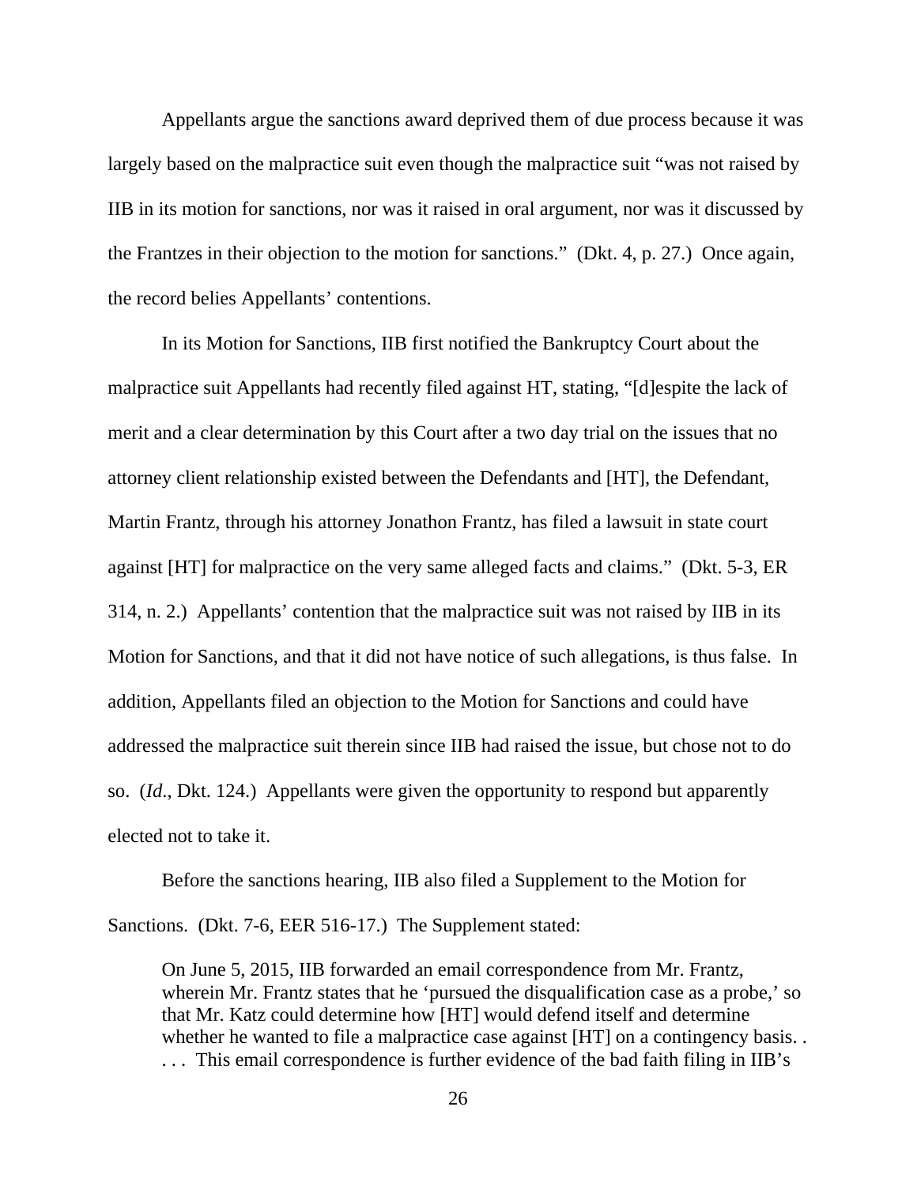Appellants argue the sanctions award deprived them of due process because it was largely based on the malpractice suit even though the malpractice suit "was not raised by IIB in its motion for sanctions, nor was it raised in oral argument, nor was it discussed by the Frantzes in their objection to the motion for sanctions." (Dkt. 4, p. 27.) Once again, the record belies Appellants' contentions.

In its Motion for Sanctions, IIB first notified the Bankruptcy Court about the malpractice suit Appellants had recently filed against HT, stating, "[d]espite the lack of merit and a clear determination by this Court after a two day trial on the issues that no attorney client relationship existed between the Defendants and [HT], the Defendant, Martin Frantz, through his attorney Jonathon Frantz, has filed a lawsuit in state court against [HT] for malpractice on the very same alleged facts and claims." (Dkt. 5-3, ER 314, n. 2.) Appellants' contention that the malpractice suit was not raised by IIB in its Motion for Sanctions, and that it did not have notice of such allegations, is thus false. In addition, Appellants filed an objection to the Motion for Sanctions and could have addressed the malpractice suit therein since IIB had raised the issue, but chose not to do so. (*Id*., Dkt. 124.) Appellants were given the opportunity to respond but apparently elected not to take it.

Before the sanctions hearing, IIB also filed a Supplement to the Motion for Sanctions. (Dkt. 7-6, EER 516-17.) The Supplement stated:

> On June 5, 2015, IIB forwarded an email correspondence from Mr. Frantz, wherein Mr. Frantz states that he 'pursued the disqualification case as a probe,' so that Mr. Katz could determine how [HT] would defend itself and determine whether he wanted to file a malpractice case against [HT] on a contingency basis. . . . . This email correspondence is further evidence of the bad faith filing in IIB's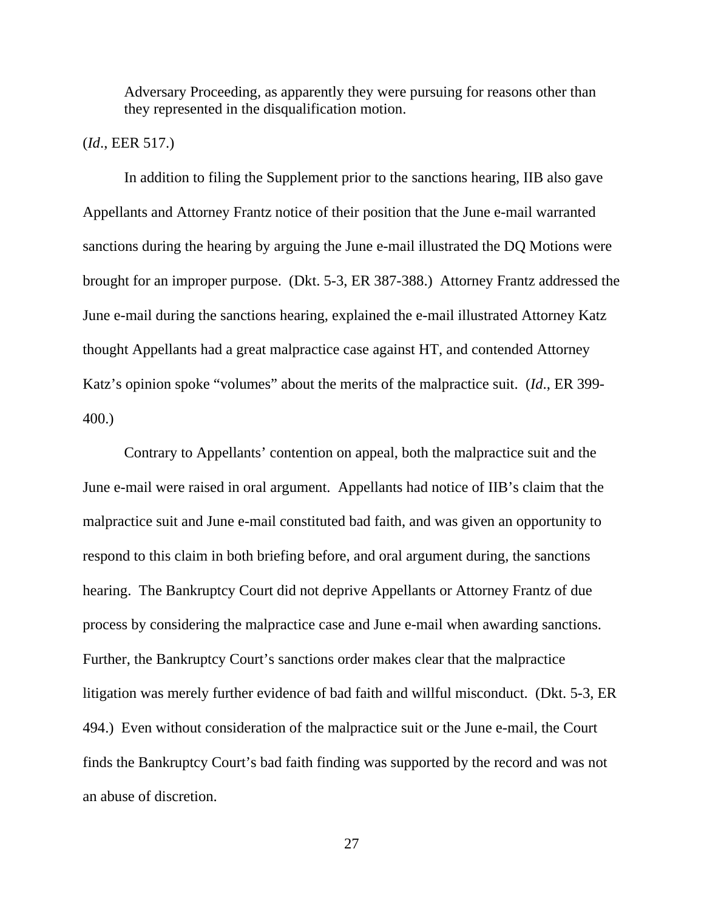> Adversary Proceeding, as apparently they were pursuing for reasons other than they represented in the disqualification motion.

(*Id*., EER 517.)

In addition to filing the Supplement prior to the sanctions hearing, IIB also gave Appellants and Attorney Frantz notice of their position that the June e-mail warranted sanctions during the hearing by arguing the June e-mail illustrated the DQ Motions were brought for an improper purpose. (Dkt. 5-3, ER 387-388.) Attorney Frantz addressed the June e-mail during the sanctions hearing, explained the e-mail illustrated Attorney Katz thought Appellants had a great malpractice case against HT, and contended Attorney Katz's opinion spoke "volumes" about the merits of the malpractice suit. (*Id*., ER 399-400.)

Contrary to Appellants' contention on appeal, both the malpractice suit and the June e-mail were raised in oral argument. Appellants had notice of IIB's claim that the malpractice suit and June e-mail constituted bad faith, and was given an opportunity to respond to this claim in both briefing before, and oral argument during, the sanctions hearing. The Bankruptcy Court did not deprive Appellants or Attorney Frantz of due process by considering the malpractice case and June e-mail when awarding sanctions. Further, the Bankruptcy Court's sanctions order makes clear that the malpractice litigation was merely further evidence of bad faith and willful misconduct. (Dkt. 5-3, ER 494.) Even without consideration of the malpractice suit or the June e-mail, the Court finds the Bankruptcy Court's bad faith finding was supported by the record and was not an abuse of discretion.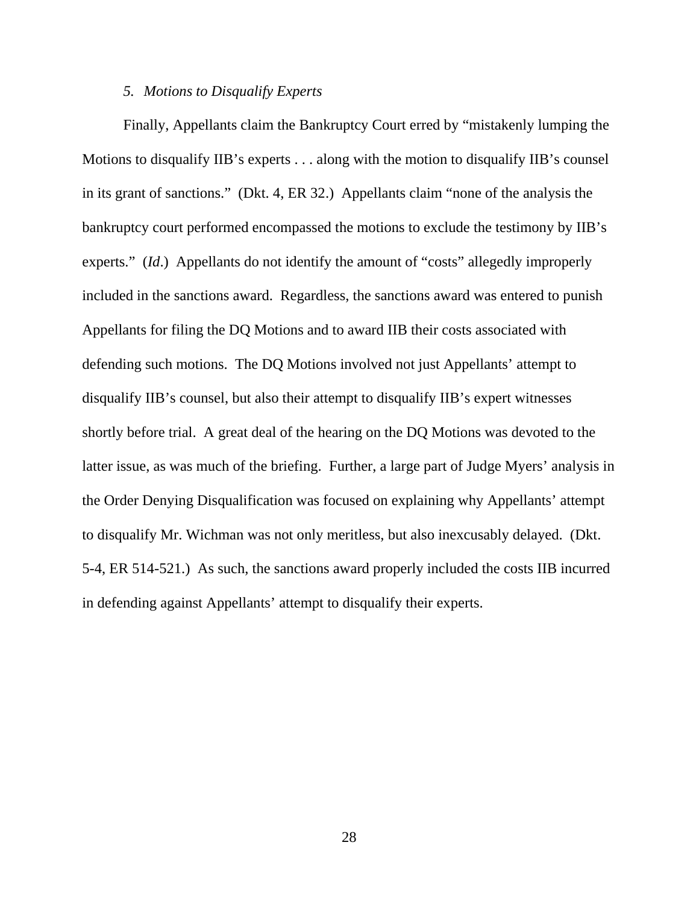*5. Motions to Disqualify Experts*

Finally, Appellants claim the Bankruptcy Court erred by "mistakenly lumping the Motions to disqualify IIB's experts . . . along with the motion to disqualify IIB's counsel in its grant of sanctions." (Dkt. 4, ER 32.) Appellants claim "none of the analysis the bankruptcy court performed encompassed the motions to exclude the testimony by IIB's experts." (*Id*.) Appellants do not identify the amount of "costs" allegedly improperly included in the sanctions award. Regardless, the sanctions award was entered to punish Appellants for filing the DQ Motions and to award IIB their costs associated with defending such motions. The DQ Motions involved not just Appellants' attempt to disqualify IIB's counsel, but also their attempt to disqualify IIB's expert witnesses shortly before trial. A great deal of the hearing on the DQ Motions was devoted to the latter issue, as was much of the briefing. Further, a large part of Judge Myers' analysis in the Order Denying Disqualification was focused on explaining why Appellants' attempt to disqualify Mr. Wichman was not only meritless, but also inexcusably delayed. (Dkt. 5-4, ER 514-521.) As such, the sanctions award properly included the costs IIB incurred in defending against Appellants' attempt to disqualify their experts.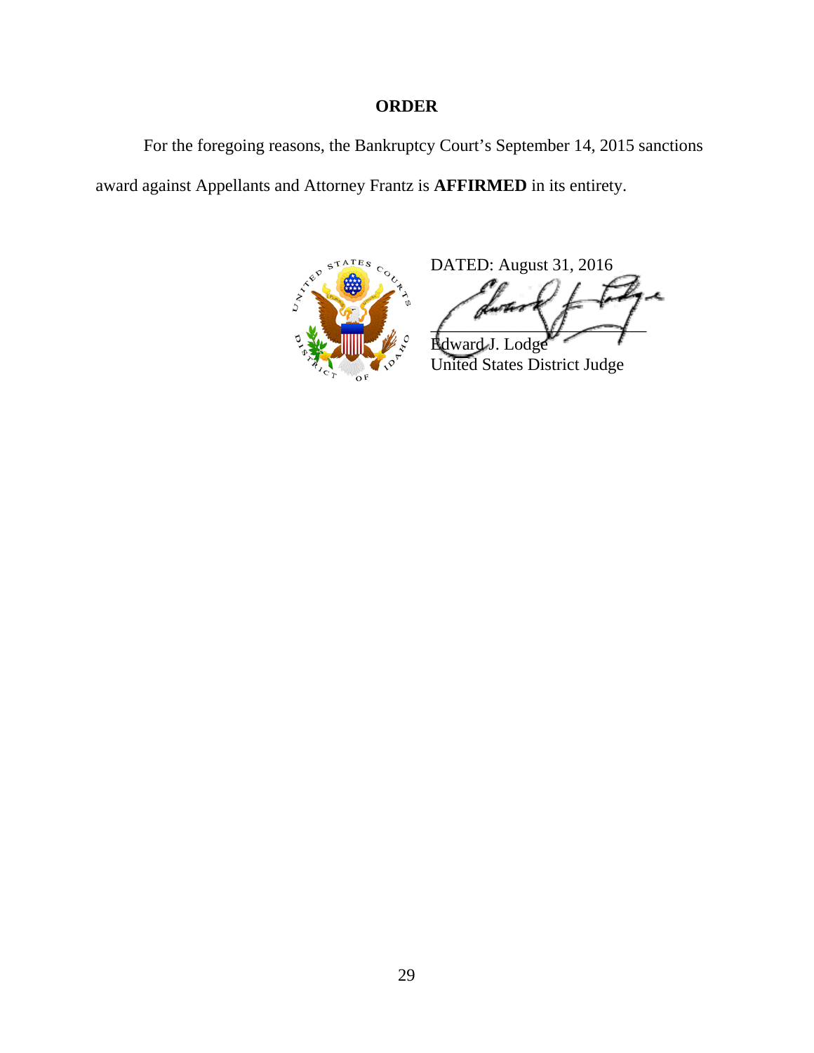## ORDER

For the foregoing reasons, the Bankruptcy Court's September 14, 2015 sanctions award against Appellants and Attorney Frantz is **AFFIRMED** in its entirety.

DATED: August 31, 2016

Edward J. Lodge
United States District Judge